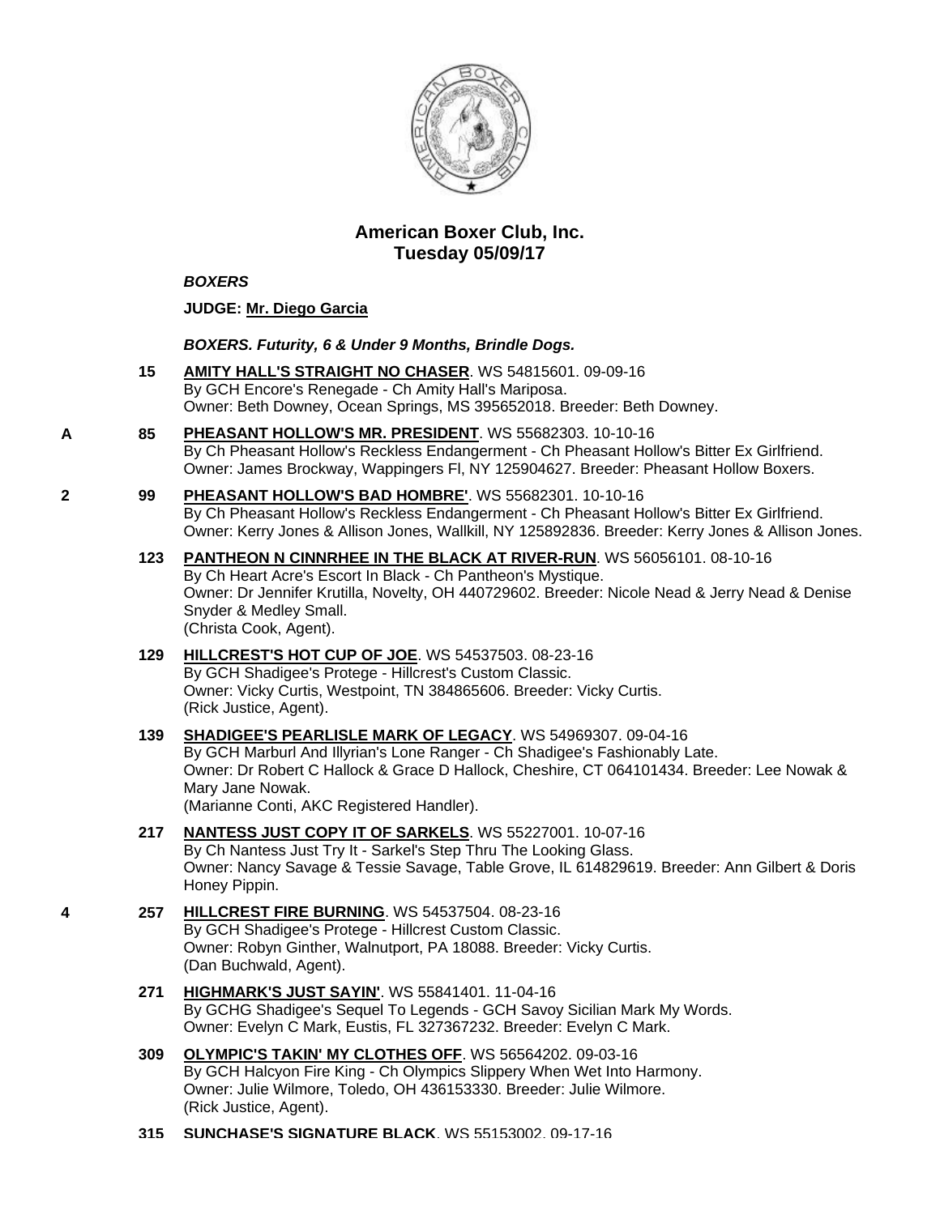# American Boxer Club, Inc.
## Tuesday 05/09/17

***BOXERS***

**JUDGE: Mr. Diego Garcia**

***BOXERS. Futurity, 6 & Under 9 Months, Brindle Dogs.***

**15** **AMITY HALL'S STRAIGHT NO CHASER**. WS 54815601. 09-09-16
By GCH Encore's Renegade - Ch Amity Hall's Mariposa.
Owner: Beth Downey, Ocean Springs, MS 395652018. Breeder: Beth Downey.

**A** **85** **PHEASANT HOLLOW'S MR. PRESIDENT**. WS 55682303. 10-10-16
By Ch Pheasant Hollow's Reckless Endangerment - Ch Pheasant Hollow's Bitter Ex Girlfriend.
Owner: James Brockway, Wappingers Fl, NY 125904627. Breeder: Pheasant Hollow Boxers.

**2** **99** **PHEASANT HOLLOW'S BAD HOMBRE'**. WS 55682301. 10-10-16
By Ch Pheasant Hollow's Reckless Endangerment - Ch Pheasant Hollow's Bitter Ex Girlfriend.
Owner: Kerry Jones & Allison Jones, Wallkill, NY 125892836. Breeder: Kerry Jones & Allison Jones.

**123** **PANTHEON N CINNRHEE IN THE BLACK AT RIVER-RUN**. WS 56056101. 08-10-16
By Ch Heart Acre's Escort In Black - Ch Pantheon's Mystique.
Owner: Dr Jennifer Krutilla, Novelty, OH 440729602. Breeder: Nicole Nead & Jerry Nead & Denise Snyder & Medley Small.
(Christa Cook, Agent).

**129** **HILLCREST'S HOT CUP OF JOE**. WS 54537503. 08-23-16
By GCH Shadigee's Protege - Hillcrest's Custom Classic.
Owner: Vicky Curtis, Westpoint, TN 384865606. Breeder: Vicky Curtis.
(Rick Justice, Agent).

**139** **SHADIGEE'S PEARLISLE MARK OF LEGACY**. WS 54969307. 09-04-16
By GCH Marburl And Illyrian's Lone Ranger - Ch Shadigee's Fashionably Late.
Owner: Dr Robert C Hallock & Grace D Hallock, Cheshire, CT 064101434. Breeder: Lee Nowak & Mary Jane Nowak.
(Marianne Conti, AKC Registered Handler).

**217** **NANTESS JUST COPY IT OF SARKELS**. WS 55227001. 10-07-16
By Ch Nantess Just Try It - Sarkel's Step Thru The Looking Glass.
Owner: Nancy Savage & Tessie Savage, Table Grove, IL 614829619. Breeder: Ann Gilbert & Doris Honey Pippin.

**4** **257** **HILLCREST FIRE BURNING**. WS 54537504. 08-23-16
By GCH Shadigee's Protege - Hillcrest Custom Classic.
Owner: Robyn Ginther, Walnutport, PA 18088. Breeder: Vicky Curtis.
(Dan Buchwald, Agent).

**271** **HIGHMARK'S JUST SAYIN'**. WS 55841401. 11-04-16
By GCHG Shadigee's Sequel To Legends - GCH Savoy Sicilian Mark My Words.
Owner: Evelyn C Mark, Eustis, FL 327367232. Breeder: Evelyn C Mark.

**309** **OLYMPIC'S TAKIN' MY CLOTHES OFF**. WS 56564202. 09-03-16
By GCH Halcyon Fire King - Ch Olympics Slippery When Wet Into Harmony.
Owner: Julie Wilmore, Toledo, OH 436153330. Breeder: Julie Wilmore.
(Rick Justice, Agent).

**315** **SUNCHASE'S SIGNATURE BLACK**. WS 55153002. 09-17-16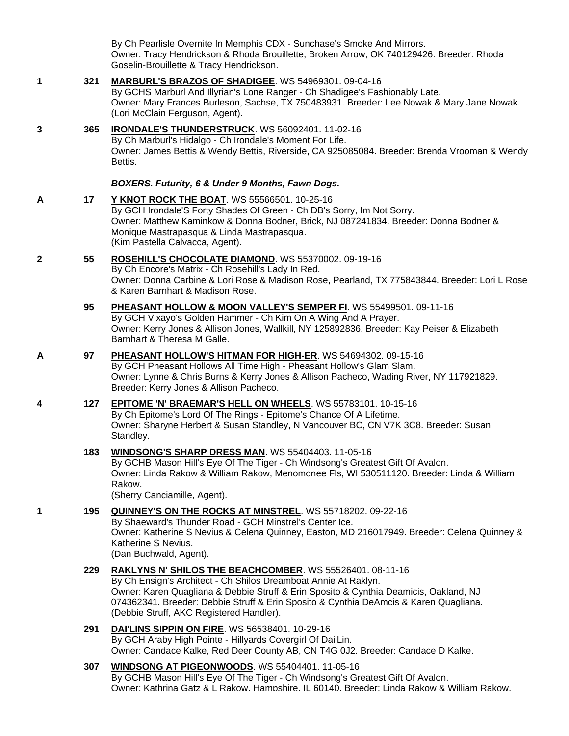By Ch Pearlisle Overnite In Memphis CDX - Sunchase's Smoke And Mirrors.
Owner: Tracy Hendrickson & Rhoda Brouillette, Broken Arrow, OK 740129426. Breeder: Rhoda Goselin-Brouillette & Tracy Hendrickson.

**1** **321** **MARBURL'S BRAZOS OF SHADIGEE**. WS 54969301. 09-04-16
By GCHS Marburl And Illyrian's Lone Ranger - Ch Shadigee's Fashionably Late.
Owner: Mary Frances Burleson, Sachse, TX 750483931. Breeder: Lee Nowak & Mary Jane Nowak. (Lori McClain Ferguson, Agent).

**3** **365** **IRONDALE'S THUNDERSTRUCK**. WS 56092401. 11-02-16
By Ch Marburl's Hidalgo - Ch Irondale's Moment For Life.
Owner: James Bettis & Wendy Bettis, Riverside, CA 925085084. Breeder: Brenda Vrooman & Wendy Bettis.

***BOXERS. Futurity, 6 & Under 9 Months, Fawn Dogs.***

**A** **17** **Y KNOT ROCK THE BOAT**. WS 55566501. 10-25-16
By GCH Irondale'S Forty Shades Of Green - Ch DB's Sorry, Im Not Sorry.
Owner: Matthew Kaminkow & Donna Bodner, Brick, NJ 087241834. Breeder: Donna Bodner & Monique Mastrapasqua & Linda Mastrapasqua.
(Kim Pastella Calvacca, Agent).

**2** **55** **ROSEHILL'S CHOCOLATE DIAMOND**. WS 55370002. 09-19-16
By Ch Encore's Matrix - Ch Rosehill's Lady In Red.
Owner: Donna Carbine & Lori Rose & Madison Rose, Pearland, TX 775843844. Breeder: Lori L Rose & Karen Barnhart & Madison Rose.

**95** **PHEASANT HOLLOW & MOON VALLEY'S SEMPER FI**. WS 55499501. 09-11-16
By GCH Vixayo's Golden Hammer - Ch Kim On A Wing And A Prayer.
Owner: Kerry Jones & Allison Jones, Wallkill, NY 125892836. Breeder: Kay Peiser & Elizabeth Barnhart & Theresa M Galle.

**A** **97** **PHEASANT HOLLOW'S HITMAN FOR HIGH-ER**. WS 54694302. 09-15-16
By GCH Pheasant Hollows All Time High - Pheasant Hollow's Glam Slam.
Owner: Lynne & Chris Burns & Kerry Jones & Allison Pacheco, Wading River, NY 117921829. Breeder: Kerry Jones & Allison Pacheco.

**4** **127** **EPITOME 'N' BRAEMAR'S HELL ON WHEELS**. WS 55783101. 10-15-16
By Ch Epitome's Lord Of The Rings - Epitome's Chance Of A Lifetime.
Owner: Sharyne Herbert & Susan Standley, N Vancouver BC, CN V7K 3C8. Breeder: Susan Standley.

**183** **WINDSONG'S SHARP DRESS MAN**. WS 55404403. 11-05-16
By GCHB Mason Hill's Eye Of The Tiger - Ch Windsong's Greatest Gift Of Avalon.
Owner: Linda Rakow & William Rakow, Menomonee Fls, WI 530511120. Breeder: Linda & William Rakow.
(Sherry Canciamille, Agent).

**1** **195** **QUINNEY'S ON THE ROCKS AT MINSTREL**. WS 55718202. 09-22-16
By Shaeward's Thunder Road - GCH Minstrel's Center Ice.
Owner: Katherine S Nevius & Celena Quinney, Easton, MD 216017949. Breeder: Celena Quinney & Katherine S Nevius.
(Dan Buchwald, Agent).

**229** **RAKLYNS N' SHILOS THE BEACHCOMBER**. WS 55526401. 08-11-16
By Ch Ensign's Architect - Ch Shilos Dreamboat Annie At Raklyn.
Owner: Karen Quagliana & Debbie Struff & Erin Sposito & Cynthia Deamicis, Oakland, NJ 074362341. Breeder: Debbie Struff & Erin Sposito & Cynthia DeAmcis & Karen Quagliana. (Debbie Struff, AKC Registered Handler).

**291** **DAI'LINS SIPPIN ON FIRE**. WS 56538401. 10-29-16
By GCH Araby High Pointe - Hillyards Covergirl Of Dai'Lin.
Owner: Candace Kalke, Red Deer County AB, CN T4G 0J2. Breeder: Candace D Kalke.

**307** **WINDSONG AT PIGEONWOODS**. WS 55404401. 11-05-16
By GCHB Mason Hill's Eye Of The Tiger - Ch Windsong's Greatest Gift Of Avalon.
Owner: Kathrina Gatz & L Rakow, Hampshire, IL 60140. Breeder: Linda Rakow & William Rakow.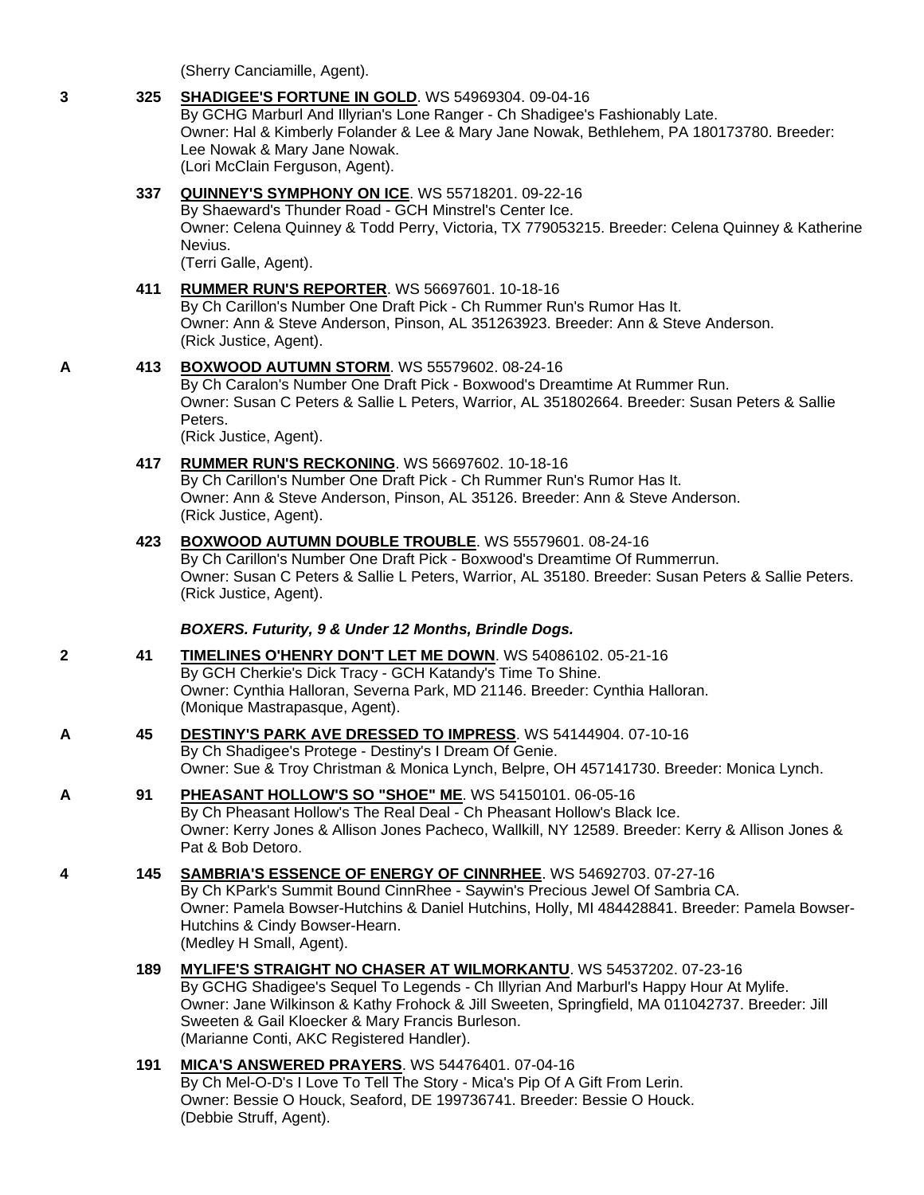(Sherry Canciamille, Agent).

**3** **325** **SHADIGEE'S FORTUNE IN GOLD**. WS 54969304. 09-04-16
By GCHG Marburl And Illyrian's Lone Ranger - Ch Shadigee's Fashionably Late.
Owner: Hal & Kimberly Folander & Lee & Mary Jane Nowak, Bethlehem, PA 180173780. Breeder: Lee Nowak & Mary Jane Nowak.
(Lori McClain Ferguson, Agent).

**337** **QUINNEY'S SYMPHONY ON ICE**. WS 55718201. 09-22-16
By Shaeward's Thunder Road - GCH Minstrel's Center Ice.
Owner: Celena Quinney & Todd Perry, Victoria, TX 779053215. Breeder: Celena Quinney & Katherine Nevius.
(Terri Galle, Agent).

**411** **RUMMER RUN'S REPORTER**. WS 56697601. 10-18-16
By Ch Carillon's Number One Draft Pick - Ch Rummer Run's Rumor Has It.
Owner: Ann & Steve Anderson, Pinson, AL 351263923. Breeder: Ann & Steve Anderson.
(Rick Justice, Agent).

**A** **413** **BOXWOOD AUTUMN STORM**. WS 55579602. 08-24-16
By Ch Caralon's Number One Draft Pick - Boxwood's Dreamtime At Rummer Run.
Owner: Susan C Peters & Sallie L Peters, Warrior, AL 351802664. Breeder: Susan Peters & Sallie Peters.
(Rick Justice, Agent).

**417** **RUMMER RUN'S RECKONING**. WS 56697602. 10-18-16
By Ch Carillon's Number One Draft Pick - Ch Rummer Run's Rumor Has It.
Owner: Ann & Steve Anderson, Pinson, AL 35126. Breeder: Ann & Steve Anderson.
(Rick Justice, Agent).

**423** **BOXWOOD AUTUMN DOUBLE TROUBLE**. WS 55579601. 08-24-16
By Ch Carillon's Number One Draft Pick - Boxwood's Dreamtime Of Rummerrun.
Owner: Susan C Peters & Sallie L Peters, Warrior, AL 35180. Breeder: Susan Peters & Sallie Peters.
(Rick Justice, Agent).

***BOXERS. Futurity, 9 & Under 12 Months, Brindle Dogs.***

**2** **41** **TIMELINES O'HENRY DON'T LET ME DOWN**. WS 54086102. 05-21-16
By GCH Cherkie's Dick Tracy - GCH Katandy's Time To Shine.
Owner: Cynthia Halloran, Severna Park, MD 21146. Breeder: Cynthia Halloran.
(Monique Mastrapasque, Agent).

**A** **45** **DESTINY'S PARK AVE DRESSED TO IMPRESS**. WS 54144904. 07-10-16
By Ch Shadigee's Protege - Destiny's I Dream Of Genie.
Owner: Sue & Troy Christman & Monica Lynch, Belpre, OH 457141730. Breeder: Monica Lynch.

**A** **91** **PHEASANT HOLLOW'S SO "SHOE" ME**. WS 54150101. 06-05-16
By Ch Pheasant Hollow's The Real Deal - Ch Pheasant Hollow's Black Ice.
Owner: Kerry Jones & Allison Jones Pacheco, Wallkill, NY 12589. Breeder: Kerry & Allison Jones & Pat & Bob Detoro.

**4** **145** **SAMBRIA'S ESSENCE OF ENERGY OF CINNRHEE**. WS 54692703. 07-27-16
By Ch KPark's Summit Bound CinnRhee - Saywin's Precious Jewel Of Sambria CA.
Owner: Pamela Bowser-Hutchins & Daniel Hutchins, Holly, MI 484428841. Breeder: Pamela Bowser-Hutchins & Cindy Bowser-Hearn.
(Medley H Small, Agent).

**189** **MYLIFE'S STRAIGHT NO CHASER AT WILMORKANTU**. WS 54537202. 07-23-16
By GCHG Shadigee's Sequel To Legends - Ch Illyrian And Marburl's Happy Hour At Mylife.
Owner: Jane Wilkinson & Kathy Frohock & Jill Sweeten, Springfield, MA 011042737. Breeder: Jill Sweeten & Gail Kloecker & Mary Francis Burleson.
(Marianne Conti, AKC Registered Handler).

**191** **MICA'S ANSWERED PRAYERS**. WS 54476401. 07-04-16
By Ch Mel-O-D's I Love To Tell The Story - Mica's Pip Of A Gift From Lerin.
Owner: Bessie O Houck, Seaford, DE 199736741. Breeder: Bessie O Houck.
(Debbie Struff, Agent).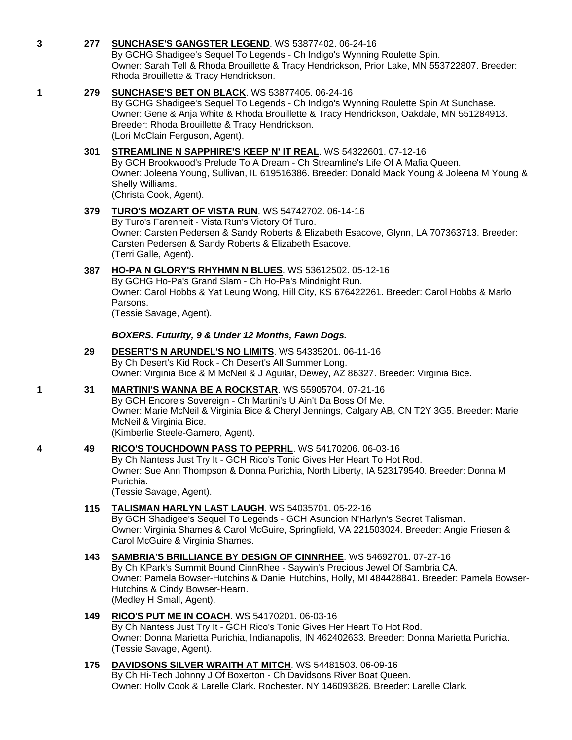3 **277** **SUNCHASE'S GANGSTER LEGEND**. WS 53877402. 06-24-16
By GCHG Shadigee's Sequel To Legends - Ch Indigo's Wynning Roulette Spin.
Owner: Sarah Tell & Rhoda Brouillette & Tracy Hendrickson, Prior Lake, MN 553722807. Breeder: Rhoda Brouillette & Tracy Hendrickson.

1 **279** **SUNCHASE'S BET ON BLACK**. WS 53877405. 06-24-16
By GCHG Shadigee's Sequel To Legends - Ch Indigo's Wynning Roulette Spin At Sunchase.
Owner: Gene & Anja White & Rhoda Brouillette & Tracy Hendrickson, Oakdale, MN 551284913. Breeder: Rhoda Brouillette & Tracy Hendrickson.
(Lori McClain Ferguson, Agent).

**301** **STREAMLINE N SAPPHIRE'S KEEP N' IT REAL**. WS 54322601. 07-12-16
By GCH Brookwood's Prelude To A Dream - Ch Streamline's Life Of A Mafia Queen.
Owner: Joleena Young, Sullivan, IL 619516386. Breeder: Donald Mack Young & Joleena M Young & Shelly Williams.
(Christa Cook, Agent).

**379** **TURO'S MOZART OF VISTA RUN**. WS 54742702. 06-14-16
By Turo's Farenheit - Vista Run's Victory Of Turo.
Owner: Carsten Pedersen & Sandy Roberts & Elizabeth Esacove, Glynn, LA 707363713. Breeder: Carsten Pedersen & Sandy Roberts & Elizabeth Esacove.
(Terri Galle, Agent).

**387** **HO-PA N GLORY'S RHYHMN N BLUES**. WS 53612502. 05-12-16
By GCHG Ho-Pa's Grand Slam - Ch Ho-Pa's Mindnight Run.
Owner: Carol Hobbs & Yat Leung Wong, Hill City, KS 676422261. Breeder: Carol Hobbs & Marlo Parsons.
(Tessie Savage, Agent).

***BOXERS. Futurity, 9 & Under 12 Months, Fawn Dogs.***

**29** **DESERT'S N ARUNDEL'S NO LIMITS**. WS 54335201. 06-11-16
By Ch Desert's Kid Rock - Ch Desert's All Summer Long.
Owner: Virginia Bice & M McNeil & J Aguilar, Dewey, AZ 86327. Breeder: Virginia Bice.

1 **31** **MARTINI'S WANNA BE A ROCKSTAR**. WS 55905704. 07-21-16
By GCH Encore's Sovereign - Ch Martini's U Ain't Da Boss Of Me.
Owner: Marie McNeil & Virginia Bice & Cheryl Jennings, Calgary AB, CN T2Y 3G5. Breeder: Marie McNeil & Virginia Bice.
(Kimberlie Steele-Gamero, Agent).

4 **49** **RICO'S TOUCHDOWN PASS TO PEPRHL**. WS 54170206. 06-03-16
By Ch Nantess Just Try It - GCH Rico's Tonic Gives Her Heart To Hot Rod.
Owner: Sue Ann Thompson & Donna Purichia, North Liberty, IA 523179540. Breeder: Donna M Purichia.
(Tessie Savage, Agent).

**115** **TALISMAN HARLYN LAST LAUGH**. WS 54035701. 05-22-16
By GCH Shadigee's Sequel To Legends - GCH Asuncion N'Harlyn's Secret Talisman.
Owner: Virginia Shames & Carol McGuire, Springfield, VA 221503024. Breeder: Angie Friesen & Carol McGuire & Virginia Shames.

**143** **SAMBRIA'S BRILLIANCE BY DESIGN OF CINNRHEE**. WS 54692701. 07-27-16
By Ch KPark's Summit Bound CinnRhee - Saywin's Precious Jewel Of Sambria CA.
Owner: Pamela Bowser-Hutchins & Daniel Hutchins, Holly, MI 484428841. Breeder: Pamela Bowser-Hutchins & Cindy Bowser-Hearn.
(Medley H Small, Agent).

**149** **RICO'S PUT ME IN COACH**. WS 54170201. 06-03-16
By Ch Nantess Just Try It - GCH Rico's Tonic Gives Her Heart To Hot Rod.
Owner: Donna Marietta Purichia, Indianapolis, IN 462402633. Breeder: Donna Marietta Purichia.
(Tessie Savage, Agent).

**175** **DAVIDSONS SILVER WRAITH AT MITCH**. WS 54481503. 06-09-16
By Ch Hi-Tech Johnny J Of Boxerton - Ch Davidsons River Boat Queen.
Owner: Holly Cook & Larelle Clark, Rochester, NY 146093826. Breeder: Larelle Clark.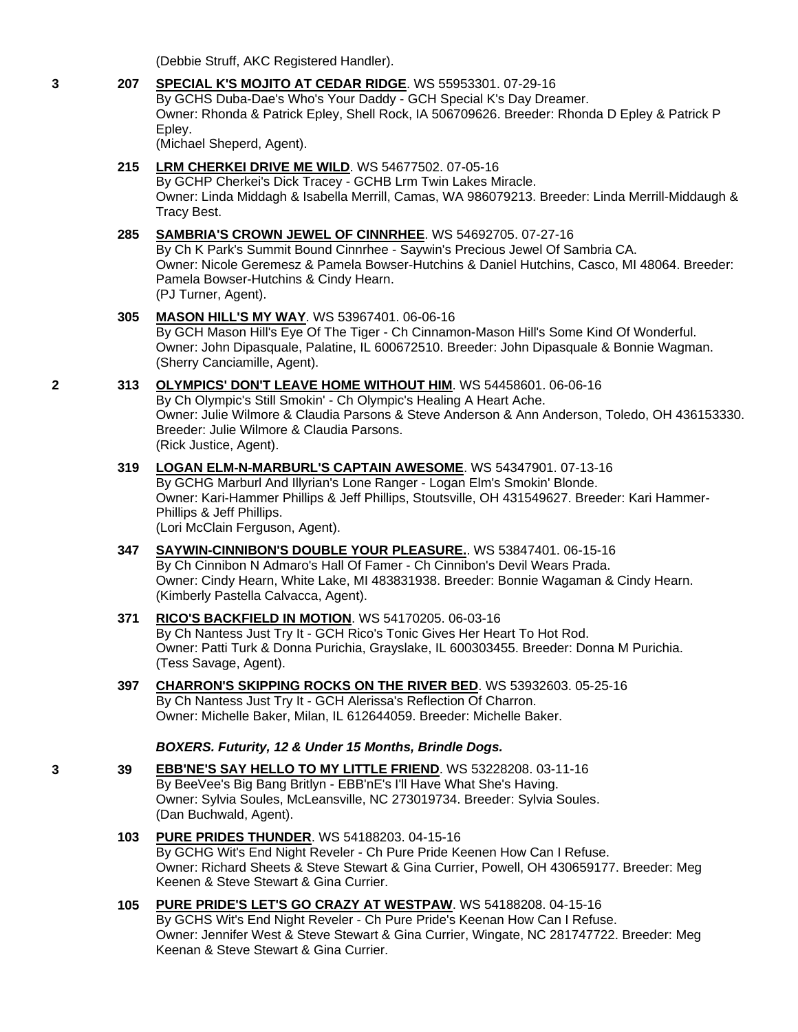(Debbie Struff, AKC Registered Handler).

**3** **207** **SPECIAL K'S MOJITO AT CEDAR RIDGE**. WS 55953301. 07-29-16
By GCHS Duba-Dae's Who's Your Daddy - GCH Special K's Day Dreamer.
Owner: Rhonda & Patrick Epley, Shell Rock, IA 506709626. Breeder: Rhonda D Epley & Patrick P Epley.
(Michael Sheperd, Agent).

**215** **LRM CHERKEI DRIVE ME WILD**. WS 54677502. 07-05-16
By GCHP Cherkei's Dick Tracey - GCHB Lrm Twin Lakes Miracle.
Owner: Linda Middagh & Isabella Merrill, Camas, WA 986079213. Breeder: Linda Merrill-Middaugh & Tracy Best.

**285** **SAMBRIA'S CROWN JEWEL OF CINNRHEE**. WS 54692705. 07-27-16
By Ch K Park's Summit Bound Cinnrhee - Saywin's Precious Jewel Of Sambria CA.
Owner: Nicole Geremesz & Pamela Bowser-Hutchins & Daniel Hutchins, Casco, MI 48064. Breeder: Pamela Bowser-Hutchins & Cindy Hearn.
(PJ Turner, Agent).

**305** **MASON HILL'S MY WAY**. WS 53967401. 06-06-16
By GCH Mason Hill's Eye Of The Tiger - Ch Cinnamon-Mason Hill's Some Kind Of Wonderful.
Owner: John Dipasquale, Palatine, IL 600672510. Breeder: John Dipasquale & Bonnie Wagman.
(Sherry Canciamille, Agent).

**2** **313** **OLYMPICS' DON'T LEAVE HOME WITHOUT HIM**. WS 54458601. 06-06-16
By Ch Olympic's Still Smokin' - Ch Olympic's Healing A Heart Ache.
Owner: Julie Wilmore & Claudia Parsons & Steve Anderson & Ann Anderson, Toledo, OH 436153330. Breeder: Julie Wilmore & Claudia Parsons.
(Rick Justice, Agent).

**319** **LOGAN ELM-N-MARBURL'S CAPTAIN AWESOME**. WS 54347901. 07-13-16
By GCHG Marburl And Illyrian's Lone Ranger - Logan Elm's Smokin' Blonde.
Owner: Kari-Hammer Phillips & Jeff Phillips, Stoutsville, OH 431549627. Breeder: Kari Hammer-Phillips & Jeff Phillips.
(Lori McClain Ferguson, Agent).

**347** **SAYWIN-CINNIBON'S DOUBLE YOUR PLEASURE.**. WS 53847401. 06-15-16
By Ch Cinnibon N Admaro's Hall Of Famer - Ch Cinnibon's Devil Wears Prada.
Owner: Cindy Hearn, White Lake, MI 483831938. Breeder: Bonnie Wagaman & Cindy Hearn.
(Kimberly Pastella Calvacca, Agent).

**371** **RICO'S BACKFIELD IN MOTION**. WS 54170205. 06-03-16
By Ch Nantess Just Try It - GCH Rico's Tonic Gives Her Heart To Hot Rod.
Owner: Patti Turk & Donna Purichia, Grayslake, IL 600303455. Breeder: Donna M Purichia.
(Tess Savage, Agent).

**397** **CHARRON'S SKIPPING ROCKS ON THE RIVER BED**. WS 53932603. 05-25-16
By Ch Nantess Just Try It - GCH Alerissa's Reflection Of Charron.
Owner: Michelle Baker, Milan, IL 612644059. Breeder: Michelle Baker.

***BOXERS. Futurity, 12 & Under 15 Months, Brindle Dogs.***

**3** **39** **EBB'NE'S SAY HELLO TO MY LITTLE FRIEND**. WS 53228208. 03-11-16
By BeeVee's Big Bang Britlyn - EBB'nE's I'll Have What She's Having.
Owner: Sylvia Soules, McLeansville, NC 273019734. Breeder: Sylvia Soules.
(Dan Buchwald, Agent).

**103** **PURE PRIDES THUNDER**. WS 54188203. 04-15-16
By GCHG Wit's End Night Reveler - Ch Pure Pride Keenen How Can I Refuse.
Owner: Richard Sheets & Steve Stewart & Gina Currier, Powell, OH 430659177. Breeder: Meg Keenen & Steve Stewart & Gina Currier.

**105** **PURE PRIDE'S LET'S GO CRAZY AT WESTPAW**. WS 54188208. 04-15-16
By GCHS Wit's End Night Reveler - Ch Pure Pride's Keenan How Can I Refuse.
Owner: Jennifer West & Steve Stewart & Gina Currier, Wingate, NC 281747722. Breeder: Meg Keenan & Steve Stewart & Gina Currier.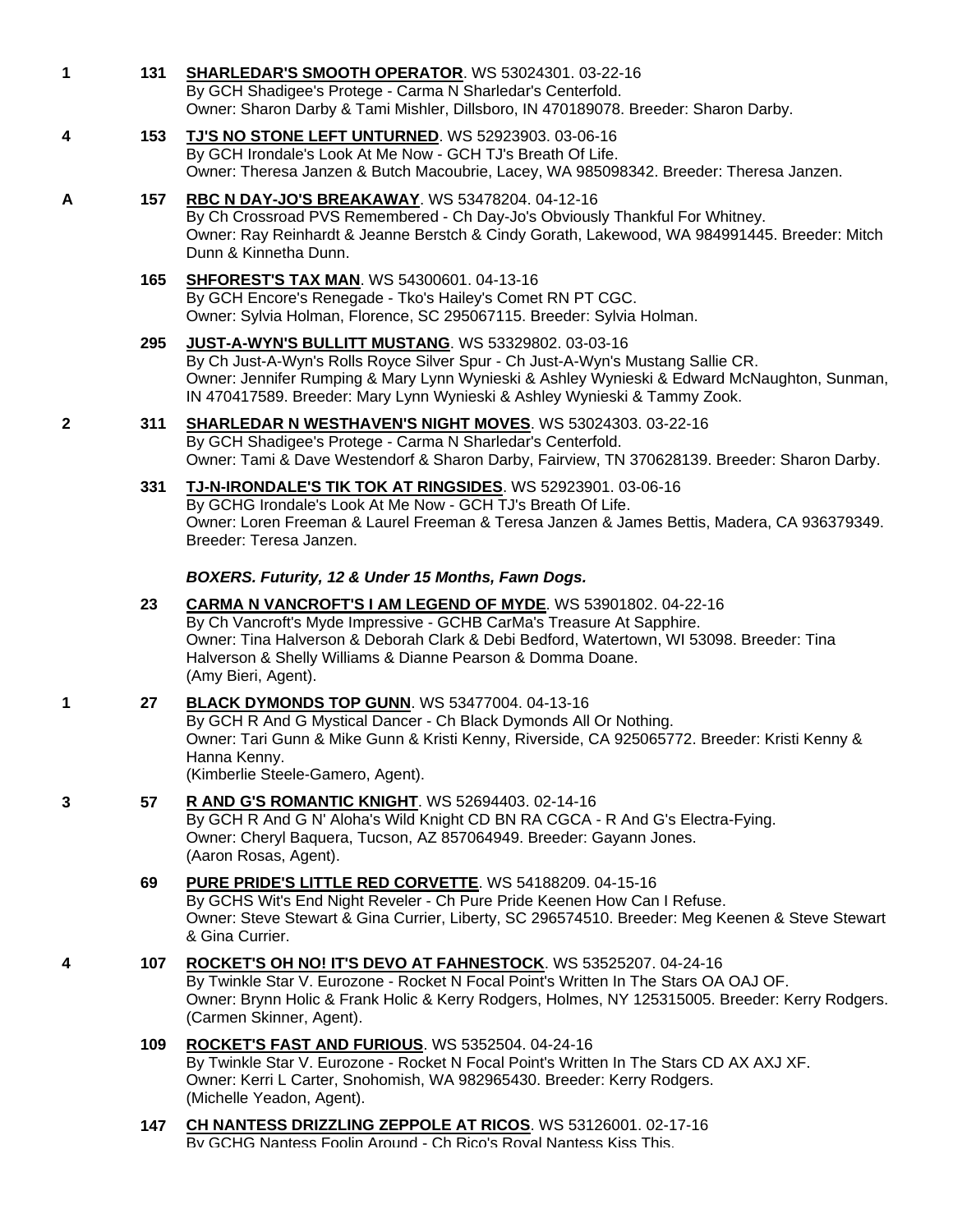**1** **131** **SHARLEDAR'S SMOOTH OPERATOR**. WS 53024301. 03-22-16
By GCH Shadigee's Protege - Carma N Sharledar's Centerfold.
Owner: Sharon Darby & Tami Mishler, Dillsboro, IN 470189078. Breeder: Sharon Darby.

**4** **153** **TJ'S NO STONE LEFT UNTURNED**. WS 52923903. 03-06-16
By GCH Irondale's Look At Me Now - GCH TJ's Breath Of Life.
Owner: Theresa Janzen & Butch Macoubrie, Lacey, WA 985098342. Breeder: Theresa Janzen.

**A** **157** **RBC N DAY-JO'S BREAKAWAY**. WS 53478204. 04-12-16
By Ch Crossroad PVS Remembered - Ch Day-Jo's Obviously Thankful For Whitney.
Owner: Ray Reinhardt & Jeanne Berstch & Cindy Gorath, Lakewood, WA 984991445. Breeder: Mitch Dunn & Kinnetha Dunn.

**165** **SHFOREST'S TAX MAN**. WS 54300601. 04-13-16
By GCH Encore's Renegade - Tko's Hailey's Comet RN PT CGC.
Owner: Sylvia Holman, Florence, SC 295067115. Breeder: Sylvia Holman.

**295** **JUST-A-WYN'S BULLITT MUSTANG**. WS 53329802. 03-03-16
By Ch Just-A-Wyn's Rolls Royce Silver Spur - Ch Just-A-Wyn's Mustang Sallie CR.
Owner: Jennifer Rumping & Mary Lynn Wynieski & Ashley Wynieski & Edward McNaughton, Sunman, IN 470417589. Breeder: Mary Lynn Wynieski & Ashley Wynieski & Tammy Zook.

**2** **311** **SHARLEDAR N WESTHAVEN'S NIGHT MOVES**. WS 53024303. 03-22-16
By GCH Shadigee's Protege - Carma N Sharledar's Centerfold.
Owner: Tami & Dave Westendorf & Sharon Darby, Fairview, TN 370628139. Breeder: Sharon Darby.

**331** **TJ-N-IRONDALE'S TIK TOK AT RINGSIDES**. WS 52923901. 03-06-16
By GCHG Irondale's Look At Me Now - GCH TJ's Breath Of Life.
Owner: Loren Freeman & Laurel Freeman & Teresa Janzen & James Bettis, Madera, CA 936379349. Breeder: Teresa Janzen.

***BOXERS. Futurity, 12 & Under 15 Months, Fawn Dogs.***

**23** **CARMA N VANCROFT'S I AM LEGEND OF MYDE**. WS 53901802. 04-22-16
By Ch Vancroft's Myde Impressive - GCHB CarMa's Treasure At Sapphire.
Owner: Tina Halverson & Deborah Clark & Debi Bedford, Watertown, WI 53098. Breeder: Tina Halverson & Shelly Williams & Dianne Pearson & Domma Doane.
(Amy Bieri, Agent).

**1** **27** **BLACK DYMONDS TOP GUNN**. WS 53477004. 04-13-16
By GCH R And G Mystical Dancer - Ch Black Dymonds All Or Nothing.
Owner: Tari Gunn & Mike Gunn & Kristi Kenny, Riverside, CA 925065772. Breeder: Kristi Kenny & Hanna Kenny.
(Kimberlie Steele-Gamero, Agent).

**3** **57** **R AND G'S ROMANTIC KNIGHT**. WS 52694403. 02-14-16
By GCH R And G N' Aloha's Wild Knight CD BN RA CGCA - R And G's Electra-Fying.
Owner: Cheryl Baquera, Tucson, AZ 857064949. Breeder: Gayann Jones.
(Aaron Rosas, Agent).

**69** **PURE PRIDE'S LITTLE RED CORVETTE**. WS 54188209. 04-15-16
By GCHS Wit's End Night Reveler - Ch Pure Pride Keenen How Can I Refuse.
Owner: Steve Stewart & Gina Currier, Liberty, SC 296574510. Breeder: Meg Keenen & Steve Stewart & Gina Currier.

**4** **107** **ROCKET'S OH NO! IT'S DEVO AT FAHNESTOCK**. WS 53525207. 04-24-16
By Twinkle Star V. Eurozone - Rocket N Focal Point's Written In The Stars OA OAJ OF.
Owner: Brynn Holic & Frank Holic & Kerry Rodgers, Holmes, NY 125315005. Breeder: Kerry Rodgers.
(Carmen Skinner, Agent).

**109** **ROCKET'S FAST AND FURIOUS**. WS 5352504. 04-24-16
By Twinkle Star V. Eurozone - Rocket N Focal Point's Written In The Stars CD AX AXJ XF.
Owner: Kerri L Carter, Snohomish, WA 982965430. Breeder: Kerry Rodgers.
(Michelle Yeadon, Agent).

**147** **CH NANTESS DRIZZLING ZEPPOLE AT RICOS**. WS 53126001. 02-17-16
By GCHG Nantess Foolin Around - Ch Rico's Royal Nantess Kiss This.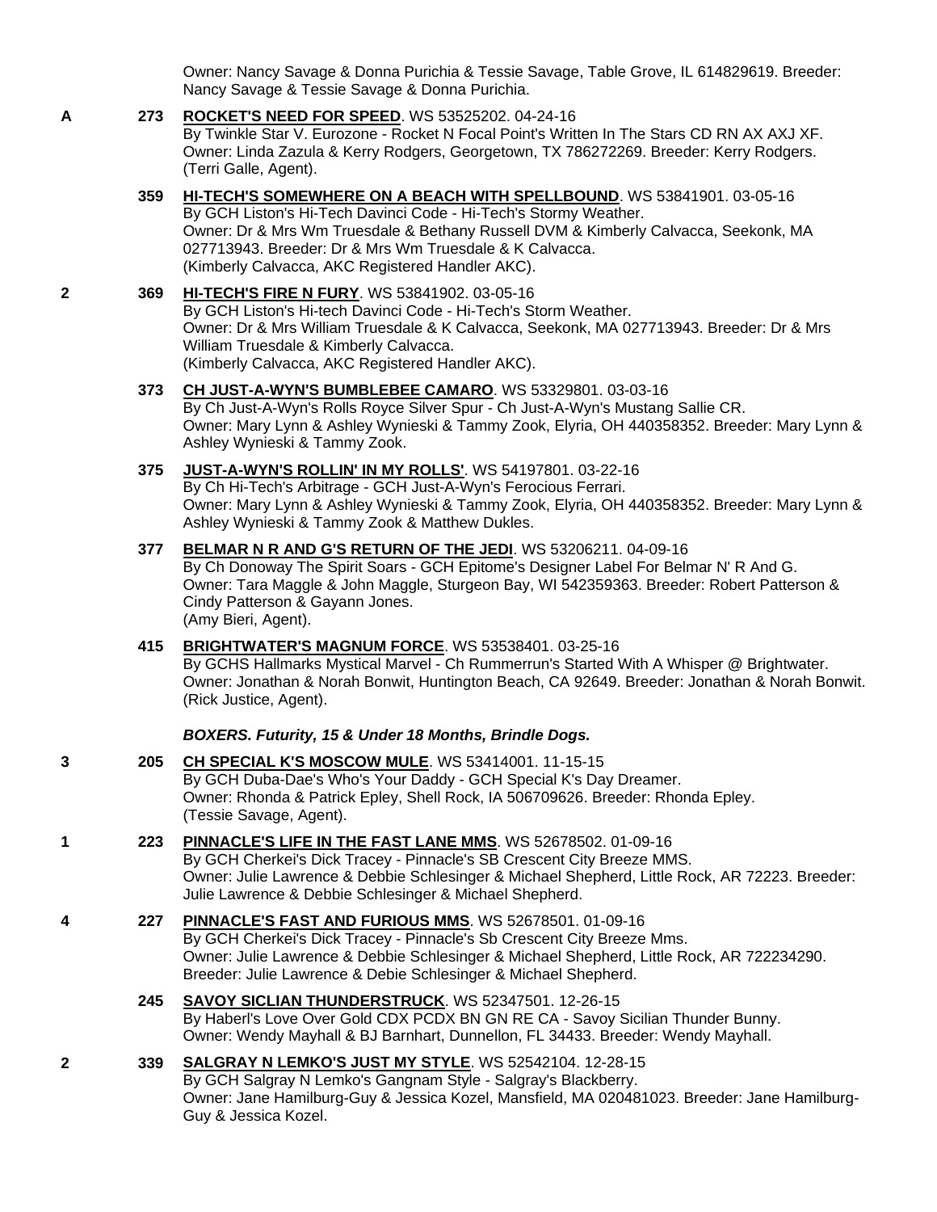Owner: Nancy Savage & Donna Purichia & Tessie Savage, Table Grove, IL 614829619. Breeder: Nancy Savage & Tessie Savage & Donna Purichia.

**A** **273** **ROCKET'S NEED FOR SPEED**. WS 53525202. 04-24-16
By Twinkle Star V. Eurozone - Rocket N Focal Point's Written In The Stars CD RN AX AXJ XF.
Owner: Linda Zazula & Kerry Rodgers, Georgetown, TX 786272269. Breeder: Kerry Rodgers.
(Terri Galle, Agent).

**359** **HI-TECH'S SOMEWHERE ON A BEACH WITH SPELLBOUND**. WS 53841901. 03-05-16
By GCH Liston's Hi-Tech Davinci Code - Hi-Tech's Stormy Weather.
Owner: Dr & Mrs Wm Truesdale & Bethany Russell DVM & Kimberly Calvacca, Seekonk, MA 027713943. Breeder: Dr & Mrs Wm Truesdale & K Calvacca.
(Kimberly Calvacca, AKC Registered Handler AKC).

**2** **369** **HI-TECH'S FIRE N FURY**. WS 53841902. 03-05-16
By GCH Liston's Hi-tech Davinci Code - Hi-Tech's Storm Weather.
Owner: Dr & Mrs William Truesdale & K Calvacca, Seekonk, MA 027713943. Breeder: Dr & Mrs William Truesdale & Kimberly Calvacca.
(Kimberly Calvacca, AKC Registered Handler AKC).

**373** **CH JUST-A-WYN'S BUMBLEBEE CAMARO**. WS 53329801. 03-03-16
By Ch Just-A-Wyn's Rolls Royce Silver Spur - Ch Just-A-Wyn's Mustang Sallie CR.
Owner: Mary Lynn & Ashley Wynieski & Tammy Zook, Elyria, OH 440358352. Breeder: Mary Lynn & Ashley Wynieski & Tammy Zook.

**375** **JUST-A-WYN'S ROLLIN' IN MY ROLLS'**. WS 54197801. 03-22-16
By Ch Hi-Tech's Arbitrage - GCH Just-A-Wyn's Ferocious Ferrari.
Owner: Mary Lynn & Ashley Wynieski & Tammy Zook, Elyria, OH 440358352. Breeder: Mary Lynn & Ashley Wynieski & Tammy Zook & Matthew Dukles.

**377** **BELMAR N R AND G'S RETURN OF THE JEDI**. WS 53206211. 04-09-16
By Ch Donoway The Spirit Soars - GCH Epitome's Designer Label For Belmar N' R And G.
Owner: Tara Maggle & John Maggle, Sturgeon Bay, WI 542359363. Breeder: Robert Patterson & Cindy Patterson & Gayann Jones.
(Amy Bieri, Agent).

**415** **BRIGHTWATER'S MAGNUM FORCE**. WS 53538401. 03-25-16
By GCHS Hallmarks Mystical Marvel - Ch Rummerrun's Started With A Whisper @ Brightwater.
Owner: Jonathan & Norah Bonwit, Huntington Beach, CA 92649. Breeder: Jonathan & Norah Bonwit.
(Rick Justice, Agent).

***BOXERS. Futurity, 15 & Under 18 Months, Brindle Dogs.***

**3** **205** **CH SPECIAL K'S MOSCOW MULE**. WS 53414001. 11-15-15
By GCH Duba-Dae's Who's Your Daddy - GCH Special K's Day Dreamer.
Owner: Rhonda & Patrick Epley, Shell Rock, IA 506709626. Breeder: Rhonda Epley.
(Tessie Savage, Agent).

**1** **223** **PINNACLE'S LIFE IN THE FAST LANE MMS**. WS 52678502. 01-09-16
By GCH Cherkei's Dick Tracey - Pinnacle's SB Crescent City Breeze MMS.
Owner: Julie Lawrence & Debbie Schlesinger & Michael Shepherd, Little Rock, AR 72223. Breeder: Julie Lawrence & Debbie Schlesinger & Michael Shepherd.

**4** **227** **PINNACLE'S FAST AND FURIOUS MMS**. WS 52678501. 01-09-16
By GCH Cherkei's Dick Tracey - Pinnacle's Sb Crescent City Breeze Mms.
Owner: Julie Lawrence & Debbie Schlesinger & Michael Shepherd, Little Rock, AR 722234290. Breeder: Julie Lawrence & Debie Schlesinger & Michael Shepherd.

**245** **SAVOY SICLIAN THUNDERSTRUCK**. WS 52347501. 12-26-15
By Haberl's Love Over Gold CDX PCDX BN GN RE CA - Savoy Sicilian Thunder Bunny.
Owner: Wendy Mayhall & BJ Barnhart, Dunnellon, FL 34433. Breeder: Wendy Mayhall.

**2** **339** **SALGRAY N LEMKO'S JUST MY STYLE**. WS 52542104. 12-28-15
By GCH Salgray N Lemko's Gangnam Style - Salgray's Blackberry.
Owner: Jane Hamilburg-Guy & Jessica Kozel, Mansfield, MA 020481023. Breeder: Jane Hamilburg-Guy & Jessica Kozel.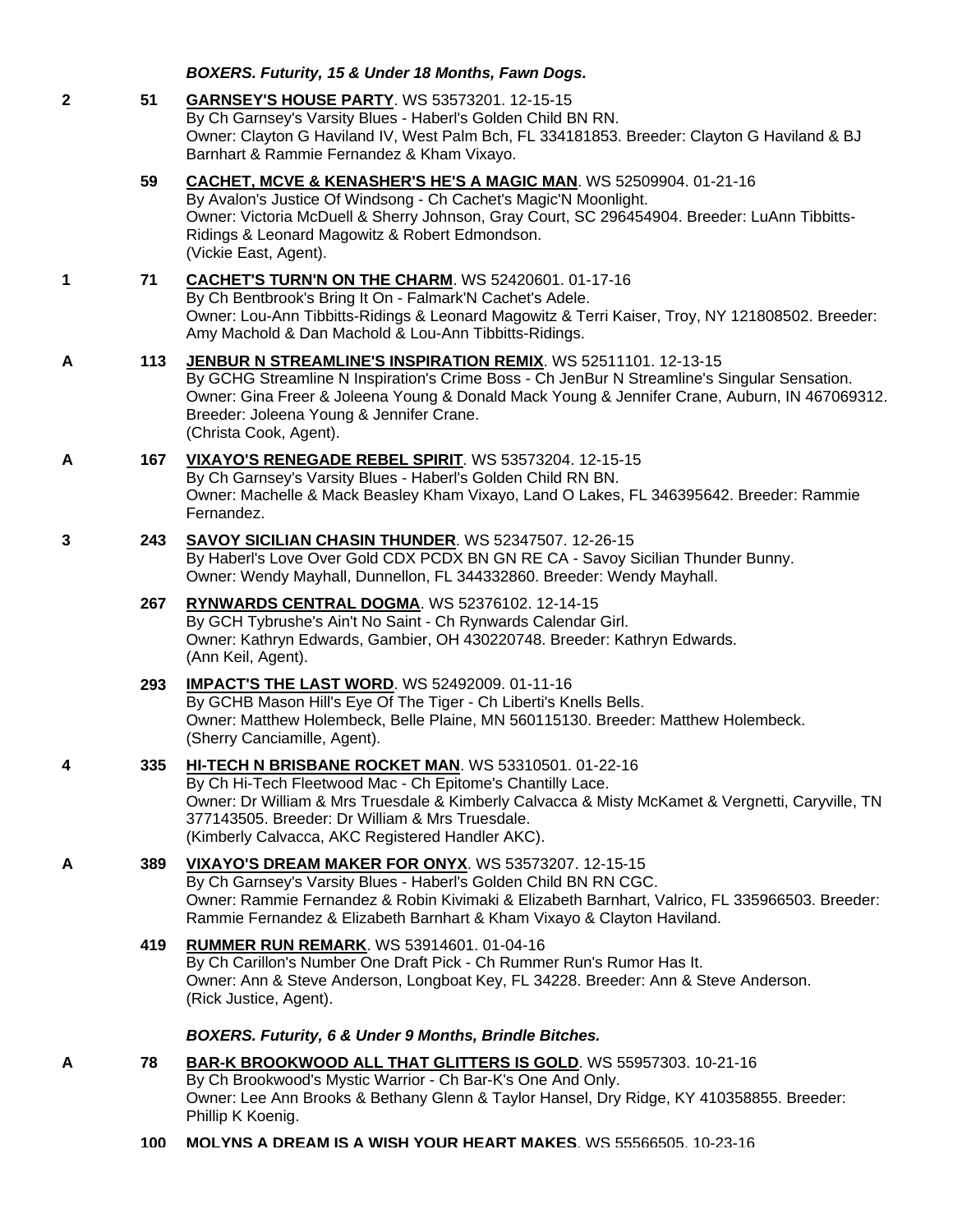***BOXERS. Futurity, 15 & Under 18 Months, Fawn Dogs.***

**2** **51** **GARNSEY'S HOUSE PARTY**. WS 53573201. 12-15-15
By Ch Garnsey's Varsity Blues - Haberl's Golden Child BN RN.
Owner: Clayton G Haviland IV, West Palm Bch, FL 334181853. Breeder: Clayton G Haviland & BJ Barnhart & Rammie Fernandez & Kham Vixayo.

**59** **CACHET, MCVE & KENASHER'S HE'S A MAGIC MAN**. WS 52509904. 01-21-16
By Avalon's Justice Of Windsong - Ch Cachet's Magic'N Moonlight.
Owner: Victoria McDuell & Sherry Johnson, Gray Court, SC 296454904. Breeder: LuAnn Tibbitts-Ridings & Leonard Magowitz & Robert Edmondson.
(Vickie East, Agent).

**1** **71** **CACHET'S TURN'N ON THE CHARM**. WS 52420601. 01-17-16
By Ch Bentbrook's Bring It On - Falmark'N Cachet's Adele.
Owner: Lou-Ann Tibbitts-Ridings & Leonard Magowitz & Terri Kaiser, Troy, NY 121808502. Breeder: Amy Machold & Dan Machold & Lou-Ann Tibbitts-Ridings.

**A** **113** **JENBUR N STREAMLINE'S INSPIRATION REMIX**. WS 52511101. 12-13-15
By GCHG Streamline N Inspiration's Crime Boss - Ch JenBur N Streamline's Singular Sensation.
Owner: Gina Freer & Joleena Young & Donald Mack Young & Jennifer Crane, Auburn, IN 467069312. Breeder: Joleena Young & Jennifer Crane.
(Christa Cook, Agent).

**A** **167** **VIXAYO'S RENEGADE REBEL SPIRIT**. WS 53573204. 12-15-15
By Ch Garnsey's Varsity Blues - Haberl's Golden Child RN BN.
Owner: Machelle & Mack Beasley Kham Vixayo, Land O Lakes, FL 346395642. Breeder: Rammie Fernandez.

**3** **243** **SAVOY SICILIAN CHASIN THUNDER**. WS 52347507. 12-26-15
By Haberl's Love Over Gold CDX PCDX BN GN RE CA - Savoy Sicilian Thunder Bunny.
Owner: Wendy Mayhall, Dunnellon, FL 344332860. Breeder: Wendy Mayhall.

**267** **RYNWARDS CENTRAL DOGMA**. WS 52376102. 12-14-15
By GCH Tybrushe's Ain't No Saint - Ch Rynwards Calendar Girl.
Owner: Kathryn Edwards, Gambier, OH 430220748. Breeder: Kathryn Edwards.
(Ann Keil, Agent).

**293** **IMPACT'S THE LAST WORD**. WS 52492009. 01-11-16
By GCHB Mason Hill's Eye Of The Tiger - Ch Liberti's Knells Bells.
Owner: Matthew Holembeck, Belle Plaine, MN 560115130. Breeder: Matthew Holembeck.
(Sherry Canciamille, Agent).

**4** **335** **HI-TECH N BRISBANE ROCKET MAN**. WS 53310501. 01-22-16
By Ch Hi-Tech Fleetwood Mac - Ch Epitome's Chantilly Lace.
Owner: Dr William & Mrs Truesdale & Kimberly Calvacca & Misty McKamet & Vergnetti, Caryville, TN 377143505. Breeder: Dr William & Mrs Truesdale.
(Kimberly Calvacca, AKC Registered Handler AKC).

**A** **389** **VIXAYO'S DREAM MAKER FOR ONYX**. WS 53573207. 12-15-15
By Ch Garnsey's Varsity Blues - Haberl's Golden Child BN RN CGC.
Owner: Rammie Fernandez & Robin Kivimaki & Elizabeth Barnhart, Valrico, FL 335966503. Breeder: Rammie Fernandez & Elizabeth Barnhart & Kham Vixayo & Clayton Haviland.

**419** **RUMMER RUN REMARK**. WS 53914601. 01-04-16
By Ch Carillon's Number One Draft Pick - Ch Rummer Run's Rumor Has It.
Owner: Ann & Steve Anderson, Longboat Key, FL 34228. Breeder: Ann & Steve Anderson.
(Rick Justice, Agent).

***BOXERS. Futurity, 6 & Under 9 Months, Brindle Bitches.***

**A** **78** **BAR-K BROOKWOOD ALL THAT GLITTERS IS GOLD**. WS 55957303. 10-21-16
By Ch Brookwood's Mystic Warrior - Ch Bar-K's One And Only.
Owner: Lee Ann Brooks & Bethany Glenn & Taylor Hansel, Dry Ridge, KY 410358855. Breeder: Phillip K Koenig.

**100** **MOLYNS A DREAM IS A WISH YOUR HEART MAKES**. WS 55566505. 10-23-16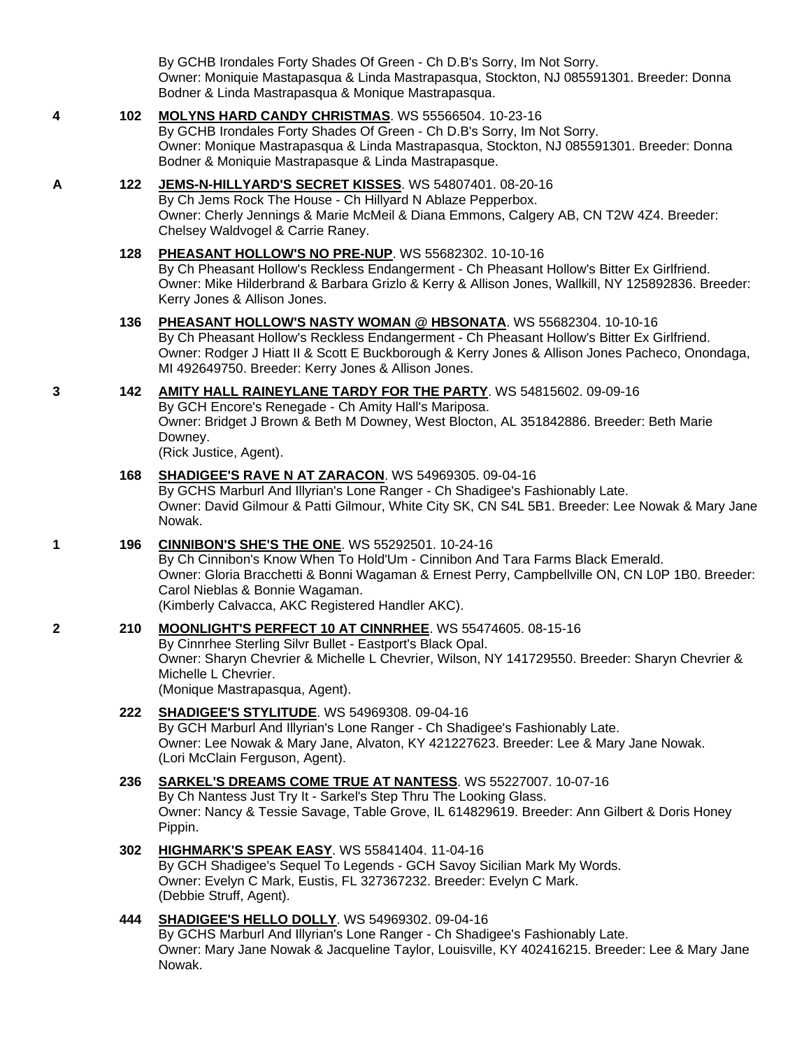By GCHB Irondales Forty Shades Of Green - Ch D.B's Sorry, Im Not Sorry.
Owner: Moniquie Mastapasqua & Linda Mastrapasqua, Stockton, NJ 085591301. Breeder: Donna Bodner & Linda Mastrapasqua & Monique Mastrapasqua.

**4** **102** **MOLYNS HARD CANDY CHRISTMAS**. WS 55566504. 10-23-16
By GCHB Irondales Forty Shades Of Green - Ch D.B's Sorry, Im Not Sorry.
Owner: Monique Mastrapasqua & Linda Mastrapasqua, Stockton, NJ 085591301. Breeder: Donna Bodner & Moniquie Mastrapasque & Linda Mastrapasque.

**A** **122** **JEMS-N-HILLYARD'S SECRET KISSES**. WS 54807401. 08-20-16
By Ch Jems Rock The House - Ch Hillyard N Ablaze Pepperbox.
Owner: Cherly Jennings & Marie McMeil & Diana Emmons, Calgery AB, CN T2W 4Z4. Breeder: Chelsey Waldvogel & Carrie Raney.

**128** **PHEASANT HOLLOW'S NO PRE-NUP**. WS 55682302. 10-10-16
By Ch Pheasant Hollow's Reckless Endangerment - Ch Pheasant Hollow's Bitter Ex Girlfriend.
Owner: Mike Hilderbrand & Barbara Grizlo & Kerry & Allison Jones, Wallkill, NY 125892836. Breeder: Kerry Jones & Allison Jones.

**136** **PHEASANT HOLLOW'S NASTY WOMAN @ HBSONATA**. WS 55682304. 10-10-16
By Ch Pheasant Hollow's Reckless Endangerment - Ch Pheasant Hollow's Bitter Ex Girlfriend.
Owner: Rodger J Hiatt II & Scott E Buckborough & Kerry Jones & Allison Jones Pacheco, Onondaga, MI 492649750. Breeder: Kerry Jones & Allison Jones.

**3** **142** **AMITY HALL RAINEYLANE TARDY FOR THE PARTY**. WS 54815602. 09-09-16
By GCH Encore's Renegade - Ch Amity Hall's Mariposa.
Owner: Bridget J Brown & Beth M Downey, West Blocton, AL 351842886. Breeder: Beth Marie Downey.
(Rick Justice, Agent).

**168** **SHADIGEE'S RAVE N AT ZARACON**. WS 54969305. 09-04-16
By GCHS Marburl And Illyrian's Lone Ranger - Ch Shadigee's Fashionably Late.
Owner: David Gilmour & Patti Gilmour, White City SK, CN S4L 5B1. Breeder: Lee Nowak & Mary Jane Nowak.

**1** **196** **CINNIBON'S SHE'S THE ONE**. WS 55292501. 10-24-16
By Ch Cinnibon's Know When To Hold'Um - Cinnibon And Tara Farms Black Emerald.
Owner: Gloria Bracchetti & Bonni Wagaman & Ernest Perry, Campbellville ON, CN L0P 1B0. Breeder: Carol Nieblas & Bonnie Wagaman.
(Kimberly Calvacca, AKC Registered Handler AKC).

**2** **210** **MOONLIGHT'S PERFECT 10 AT CINNRHEE**. WS 55474605. 08-15-16
By Cinnrhee Sterling Silvr Bullet - Eastport's Black Opal.
Owner: Sharyn Chevrier & Michelle L Chevrier, Wilson, NY 141729550. Breeder: Sharyn Chevrier & Michelle L Chevrier.
(Monique Mastrapasqua, Agent).

**222** **SHADIGEE'S STYLITUDE**. WS 54969308. 09-04-16
By GCH Marburl And Illyrian's Lone Ranger - Ch Shadigee's Fashionably Late.
Owner: Lee Nowak & Mary Jane, Alvaton, KY 421227623. Breeder: Lee & Mary Jane Nowak.
(Lori McClain Ferguson, Agent).

**236** **SARKEL'S DREAMS COME TRUE AT NANTESS**. WS 55227007. 10-07-16
By Ch Nantess Just Try It - Sarkel's Step Thru The Looking Glass.
Owner: Nancy & Tessie Savage, Table Grove, IL 614829619. Breeder: Ann Gilbert & Doris Honey Pippin.

**302** **HIGHMARK'S SPEAK EASY**. WS 55841404. 11-04-16
By GCH Shadigee's Sequel To Legends - GCH Savoy Sicilian Mark My Words.
Owner: Evelyn C Mark, Eustis, FL 327367232. Breeder: Evelyn C Mark.
(Debbie Struff, Agent).

**444** **SHADIGEE'S HELLO DOLLY**. WS 54969302. 09-04-16
By GCHS Marburl And Illyrian's Lone Ranger - Ch Shadigee's Fashionably Late.
Owner: Mary Jane Nowak & Jacqueline Taylor, Louisville, KY 402416215. Breeder: Lee & Mary Jane Nowak.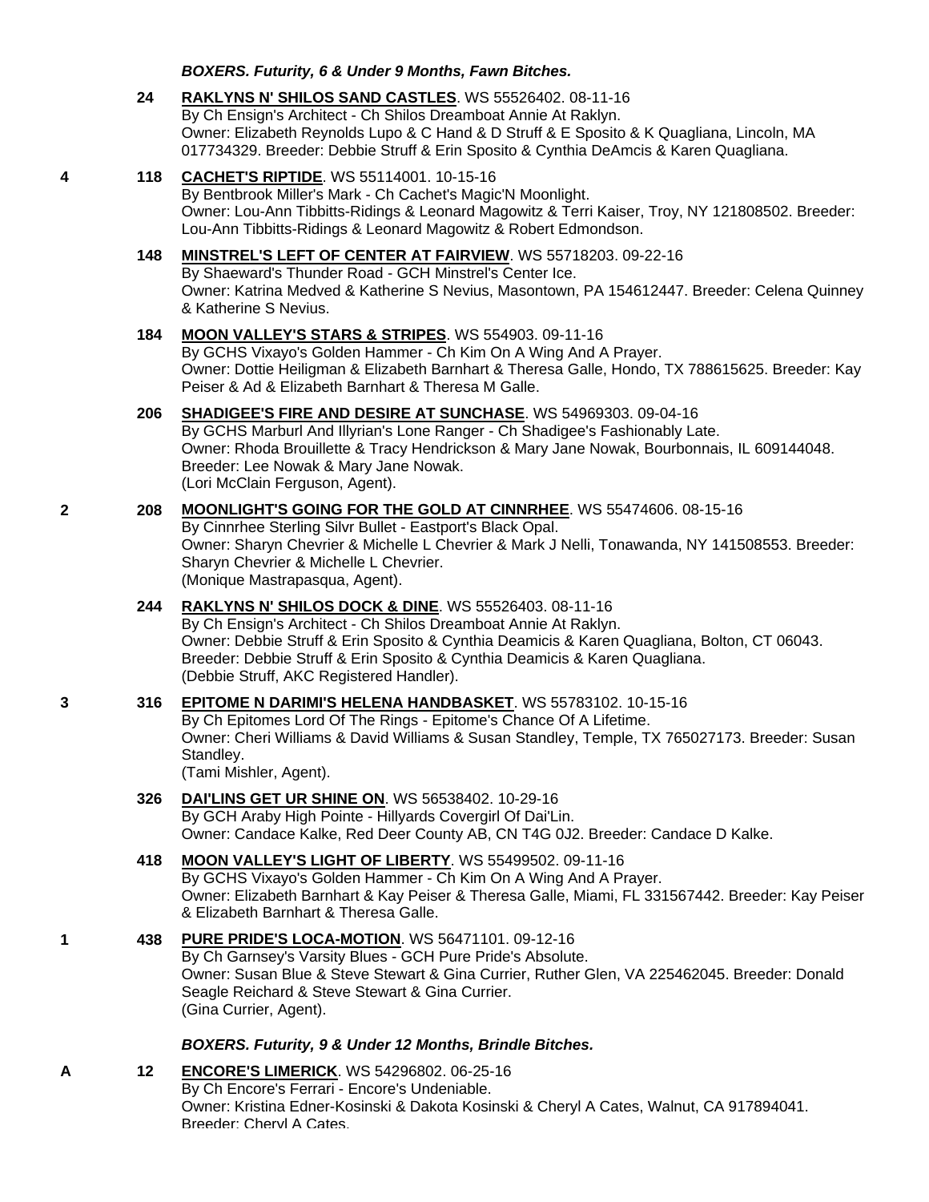***BOXERS. Futurity, 6 & Under 9 Months, Fawn Bitches.***

**24** **RAKLYNS N' SHILOS SAND CASTLES**. WS 55526402. 08-11-16
By Ch Ensign's Architect - Ch Shilos Dreamboat Annie At Raklyn.
Owner: Elizabeth Reynolds Lupo & C Hand & D Struff & E Sposito & K Quagliana, Lincoln, MA 017734329. Breeder: Debbie Struff & Erin Sposito & Cynthia DeAmcis & Karen Quagliana.

4 **118** **CACHET'S RIPTIDE**. WS 55114001. 10-15-16
By Bentbrook Miller's Mark - Ch Cachet's Magic'N Moonlight.
Owner: Lou-Ann Tibbitts-Ridings & Leonard Magowitz & Terri Kaiser, Troy, NY 121808502. Breeder: Lou-Ann Tibbitts-Ridings & Leonard Magowitz & Robert Edmondson.

**148** **MINSTREL'S LEFT OF CENTER AT FAIRVIEW**. WS 55718203. 09-22-16
By Shaeward's Thunder Road - GCH Minstrel's Center Ice.
Owner: Katrina Medved & Katherine S Nevius, Masontown, PA 154612447. Breeder: Celena Quinney & Katherine S Nevius.

**184** **MOON VALLEY'S STARS & STRIPES**. WS 554903. 09-11-16
By GCHS Vixayo's Golden Hammer - Ch Kim On A Wing And A Prayer.
Owner: Dottie Heiligman & Elizabeth Barnhart & Theresa Galle, Hondo, TX 788615625. Breeder: Kay Peiser & Ad & Elizabeth Barnhart & Theresa M Galle.

**206** **SHADIGEE'S FIRE AND DESIRE AT SUNCHASE**. WS 54969303. 09-04-16
By GCHS Marburl And Illyrian's Lone Ranger - Ch Shadigee's Fashionably Late.
Owner: Rhoda Brouillette & Tracy Hendrickson & Mary Jane Nowak, Bourbonnais, IL 609144048. Breeder: Lee Nowak & Mary Jane Nowak.
(Lori McClain Ferguson, Agent).

2 **208** **MOONLIGHT'S GOING FOR THE GOLD AT CINNRHEE**. WS 55474606. 08-15-16
By Cinnrhee Sterling Silvr Bullet - Eastport's Black Opal.
Owner: Sharyn Chevrier & Michelle L Chevrier & Mark J Nelli, Tonawanda, NY 141508553. Breeder: Sharyn Chevrier & Michelle L Chevrier.
(Monique Mastrapasqua, Agent).

**244** **RAKLYNS N' SHILOS DOCK & DINE**. WS 55526403. 08-11-16
By Ch Ensign's Architect - Ch Shilos Dreamboat Annie At Raklyn.
Owner: Debbie Struff & Erin Sposito & Cynthia Deamicis & Karen Quagliana, Bolton, CT 06043. Breeder: Debbie Struff & Erin Sposito & Cynthia Deamicis & Karen Quagliana.
(Debbie Struff, AKC Registered Handler).

3 **316** **EPITOME N DARIMI'S HELENA HANDBASKET**. WS 55783102. 10-15-16
By Ch Epitomes Lord Of The Rings - Epitome's Chance Of A Lifetime.
Owner: Cheri Williams & David Williams & Susan Standley, Temple, TX 765027173. Breeder: Susan Standley.
(Tami Mishler, Agent).

**326** **DAI'LINS GET UR SHINE ON**. WS 56538402. 10-29-16
By GCH Araby High Pointe - Hillyards Covergirl Of Dai'Lin.
Owner: Candace Kalke, Red Deer County AB, CN T4G 0J2. Breeder: Candace D Kalke.

**418** **MOON VALLEY'S LIGHT OF LIBERTY**. WS 55499502. 09-11-16
By GCHS Vixayo's Golden Hammer - Ch Kim On A Wing And A Prayer.
Owner: Elizabeth Barnhart & Kay Peiser & Theresa Galle, Miami, FL 331567442. Breeder: Kay Peiser & Elizabeth Barnhart & Theresa Galle.

1 **438** **PURE PRIDE'S LOCA-MOTION**. WS 56471101. 09-12-16
By Ch Garnsey's Varsity Blues - GCH Pure Pride's Absolute.
Owner: Susan Blue & Steve Stewart & Gina Currier, Ruther Glen, VA 225462045. Breeder: Donald Seagle Reichard & Steve Stewart & Gina Currier.
(Gina Currier, Agent).

***BOXERS. Futurity, 9 & Under 12 Months, Brindle Bitches.***

A **12** **ENCORE'S LIMERICK**. WS 54296802. 06-25-16
By Ch Encore's Ferrari - Encore's Undeniable.
Owner: Kristina Edner-Kosinski & Dakota Kosinski & Cheryl A Cates, Walnut, CA 917894041. Breeder: Cheryl A Cates.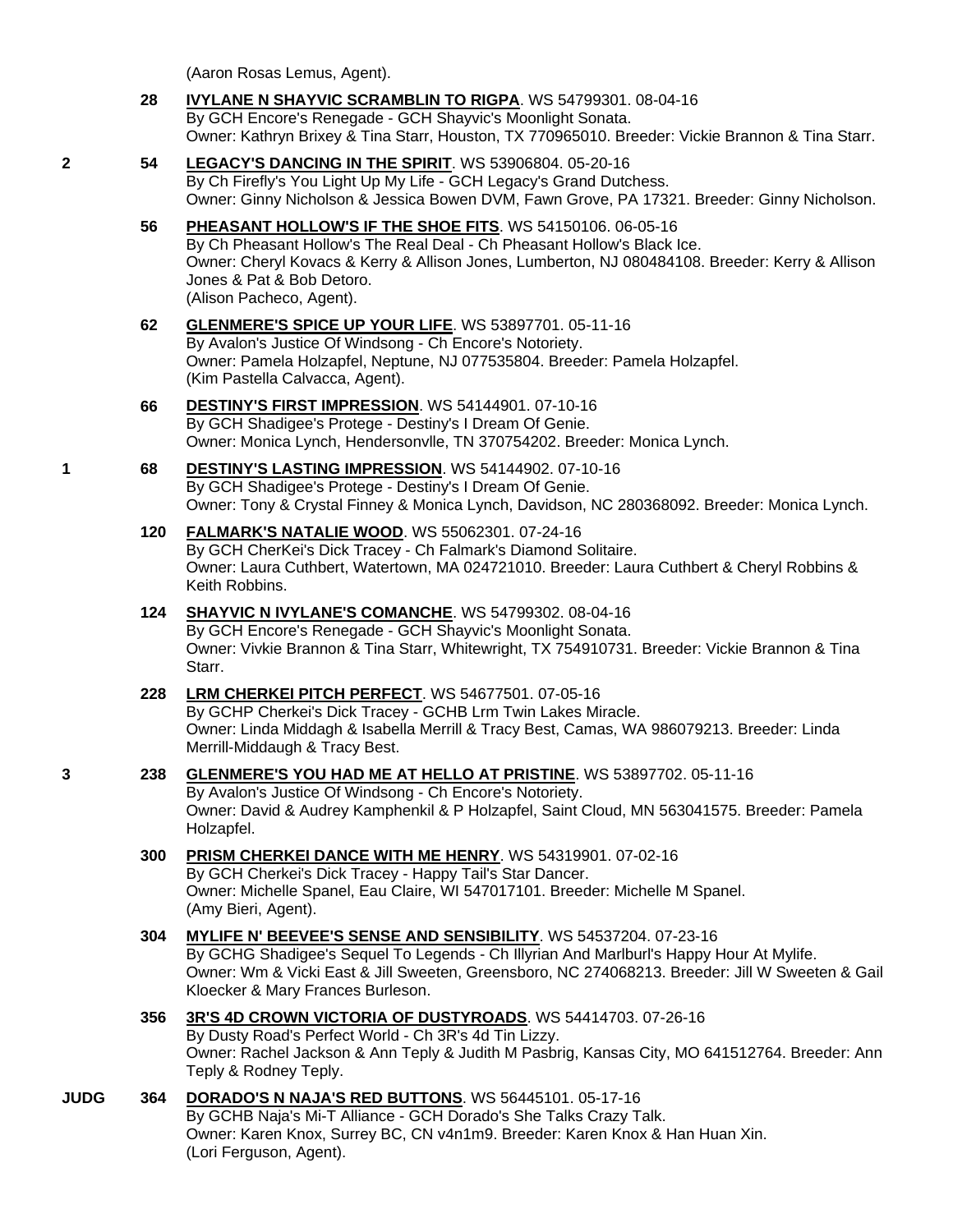(Aaron Rosas Lemus, Agent).

28 **IVYLANE N SHAYVIC SCRAMBLIN TO RIGPA**. WS 54799301. 08-04-16
By GCH Encore's Renegade - GCH Shayvic's Moonlight Sonata.
Owner: Kathryn Brixey & Tina Starr, Houston, TX 770965010. Breeder: Vickie Brannon & Tina Starr.

2 54 **LEGACY'S DANCING IN THE SPIRIT**. WS 53906804. 05-20-16
By Ch Firefly's You Light Up My Life - GCH Legacy's Grand Dutchess.
Owner: Ginny Nicholson & Jessica Bowen DVM, Fawn Grove, PA 17321. Breeder: Ginny Nicholson.

56 **PHEASANT HOLLOW'S IF THE SHOE FITS**. WS 54150106. 06-05-16
By Ch Pheasant Hollow's The Real Deal - Ch Pheasant Hollow's Black Ice.
Owner: Cheryl Kovacs & Kerry & Allison Jones, Lumberton, NJ 080484108. Breeder: Kerry & Allison Jones & Pat & Bob Detoro.
(Alison Pacheco, Agent).

62 **GLENMERE'S SPICE UP YOUR LIFE**. WS 53897701. 05-11-16
By Avalon's Justice Of Windsong - Ch Encore's Notoriety.
Owner: Pamela Holzapfel, Neptune, NJ 077535804. Breeder: Pamela Holzapfel.
(Kim Pastella Calvacca, Agent).

66 **DESTINY'S FIRST IMPRESSION**. WS 54144901. 07-10-16
By GCH Shadigee's Protege - Destiny's I Dream Of Genie.
Owner: Monica Lynch, Hendersonvlle, TN 370754202. Breeder: Monica Lynch.

1 68 **DESTINY'S LASTING IMPRESSION**. WS 54144902. 07-10-16
By GCH Shadigee's Protege - Destiny's I Dream Of Genie.
Owner: Tony & Crystal Finney & Monica Lynch, Davidson, NC 280368092. Breeder: Monica Lynch.

120 **FALMARK'S NATALIE WOOD**. WS 55062301. 07-24-16
By GCH CherKei's Dick Tracey - Ch Falmark's Diamond Solitaire.
Owner: Laura Cuthbert, Watertown, MA 024721010. Breeder: Laura Cuthbert & Cheryl Robbins & Keith Robbins.

124 **SHAYVIC N IVYLANE'S COMANCHE**. WS 54799302. 08-04-16
By GCH Encore's Renegade - GCH Shayvic's Moonlight Sonata.
Owner: Vivkie Brannon & Tina Starr, Whitewright, TX 754910731. Breeder: Vickie Brannon & Tina Starr.

228 **LRM CHERKEI PITCH PERFECT**. WS 54677501. 07-05-16
By GCHP Cherkei's Dick Tracey - GCHB Lrm Twin Lakes Miracle.
Owner: Linda Middagh & Isabella Merrill & Tracy Best, Camas, WA 986079213. Breeder: Linda Merrill-Middaugh & Tracy Best.

3 238 **GLENMERE'S YOU HAD ME AT HELLO AT PRISTINE**. WS 53897702. 05-11-16
By Avalon's Justice Of Windsong - Ch Encore's Notoriety.
Owner: David & Audrey Kamphenkil & P Holzapfel, Saint Cloud, MN 563041575. Breeder: Pamela Holzapfel.

300 **PRISM CHERKEI DANCE WITH ME HENRY**. WS 54319901. 07-02-16
By GCH Cherkei's Dick Tracey - Happy Tail's Star Dancer.
Owner: Michelle Spanel, Eau Claire, WI 547017101. Breeder: Michelle M Spanel.
(Amy Bieri, Agent).

304 **MYLIFE N' BEEVEE'S SENSE AND SENSIBILITY**. WS 54537204. 07-23-16
By GCHG Shadigee's Sequel To Legends - Ch Illyrian And Marlburl's Happy Hour At Mylife.
Owner: Wm & Vicki East & Jill Sweeten, Greensboro, NC 274068213. Breeder: Jill W Sweeten & Gail Kloecker & Mary Frances Burleson.

356 **3R'S 4D CROWN VICTORIA OF DUSTYROADS**. WS 54414703. 07-26-16
By Dusty Road's Perfect World - Ch 3R's 4d Tin Lizzy.
Owner: Rachel Jackson & Ann Teply & Judith M Pasbrig, Kansas City, MO 641512764. Breeder: Ann Teply & Rodney Teply.

JUDG 364 **DORADO'S N NAJA'S RED BUTTONS**. WS 56445101. 05-17-16
By GCHB Naja's Mi-T Alliance - GCH Dorado's She Talks Crazy Talk.
Owner: Karen Knox, Surrey BC, CN v4n1m9. Breeder: Karen Knox & Han Huan Xin.
(Lori Ferguson, Agent).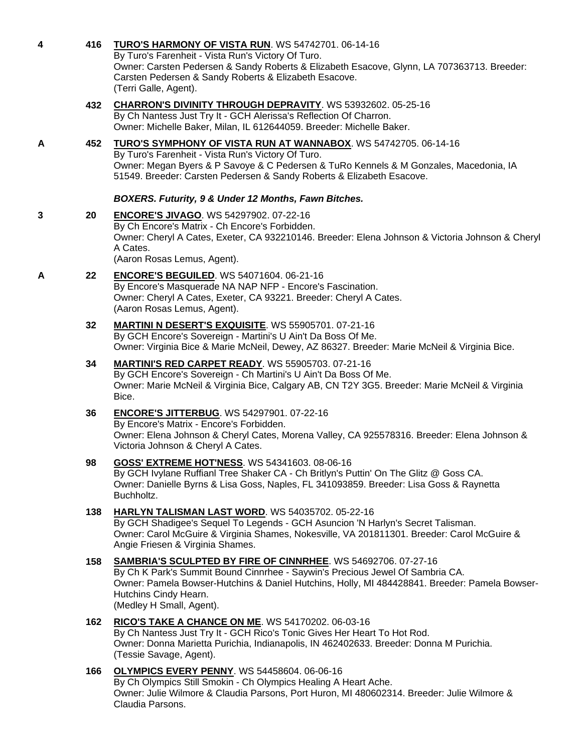**4** **416** **TURO'S HARMONY OF VISTA RUN**. WS 54742701. 06-14-16
By Turo's Farenheit - Vista Run's Victory Of Turo.
Owner: Carsten Pedersen & Sandy Roberts & Elizabeth Esacove, Glynn, LA 707363713. Breeder: Carsten Pedersen & Sandy Roberts & Elizabeth Esacove.
(Terri Galle, Agent).

**432** **CHARRON'S DIVINITY THROUGH DEPRAVITY**. WS 53932602. 05-25-16
By Ch Nantess Just Try It - GCH Alerissa's Reflection Of Charron.
Owner: Michelle Baker, Milan, IL 612644059. Breeder: Michelle Baker.

**A** **452** **TURO'S SYMPHONY OF VISTA RUN AT WANNABOX**. WS 54742705. 06-14-16
By Turo's Farenheit - Vista Run's Victory Of Turo.
Owner: Megan Byers & P Savoye & C Pedersen & TuRo Kennels & M Gonzales, Macedonia, IA 51549. Breeder: Carsten Pedersen & Sandy Roberts & Elizabeth Esacove.

***BOXERS. Futurity, 9 & Under 12 Months, Fawn Bitches.***

**3** **20** **ENCORE'S JIVAGO**. WS 54297902. 07-22-16
By Ch Encore's Matrix - Ch Encore's Forbidden.
Owner: Cheryl A Cates, Exeter, CA 932210146. Breeder: Elena Johnson & Victoria Johnson & Cheryl A Cates.
(Aaron Rosas Lemus, Agent).

**A** **22** **ENCORE'S BEGUILED**. WS 54071604. 06-21-16
By Encore's Masquerade NA NAP NFP - Encore's Fascination.
Owner: Cheryl A Cates, Exeter, CA 93221. Breeder: Cheryl A Cates.
(Aaron Rosas Lemus, Agent).

**32** **MARTINI N DESERT'S EXQUISITE**. WS 55905701. 07-21-16
By GCH Encore's Sovereign - Martini's U Ain't Da Boss Of Me.
Owner: Virginia Bice & Marie McNeil, Dewey, AZ 86327. Breeder: Marie McNeil & Virginia Bice.

**34** **MARTINI'S RED CARPET READY**. WS 55905703. 07-21-16
By GCH Encore's Sovereign - Ch Martini's U Ain't Da Boss Of Me.
Owner: Marie McNeil & Virginia Bice, Calgary AB, CN T2Y 3G5. Breeder: Marie McNeil & Virginia Bice.

**36** **ENCORE'S JITTERBUG**. WS 54297901. 07-22-16
By Encore's Matrix - Encore's Forbidden.
Owner: Elena Johnson & Cheryl Cates, Morena Valley, CA 925578316. Breeder: Elena Johnson & Victoria Johnson & Cheryl A Cates.

**98** **GOSS' EXTREME HOT'NESS**. WS 54341603. 08-06-16
By GCH Ivylane Ruffianl Tree Shaker CA - Ch Britlyn's Puttin' On The Glitz @ Goss CA.
Owner: Danielle Byrns & Lisa Goss, Naples, FL 341093859. Breeder: Lisa Goss & Raynetta Buchholtz.

**138** **HARLYN TALISMAN LAST WORD**. WS 54035702. 05-22-16
By GCH Shadigee's Sequel To Legends - GCH Asuncion 'N Harlyn's Secret Talisman.
Owner: Carol McGuire & Virginia Shames, Nokesville, VA 201811301. Breeder: Carol McGuire & Angie Friesen & Virginia Shames.

**158** **SAMBRIA'S SCULPTED BY FIRE OF CINNRHEE**. WS 54692706. 07-27-16
By Ch K Park's Summit Bound Cinnrhee - Saywin's Precious Jewel Of Sambria CA.
Owner: Pamela Bowser-Hutchins & Daniel Hutchins, Holly, MI 484428841. Breeder: Pamela Bowser-Hutchins Cindy Hearn.
(Medley H Small, Agent).

**162** **RICO'S TAKE A CHANCE ON ME**. WS 54170202. 06-03-16
By Ch Nantess Just Try It - GCH Rico's Tonic Gives Her Heart To Hot Rod.
Owner: Donna Marietta Purichia, Indianapolis, IN 462402633. Breeder: Donna M Purichia.
(Tessie Savage, Agent).

**166** **OLYMPICS EVERY PENNY**. WS 54458604. 06-06-16
By Ch Olympics Still Smokin - Ch Olympics Healing A Heart Ache.
Owner: Julie Wilmore & Claudia Parsons, Port Huron, MI 480602314. Breeder: Julie Wilmore & Claudia Parsons.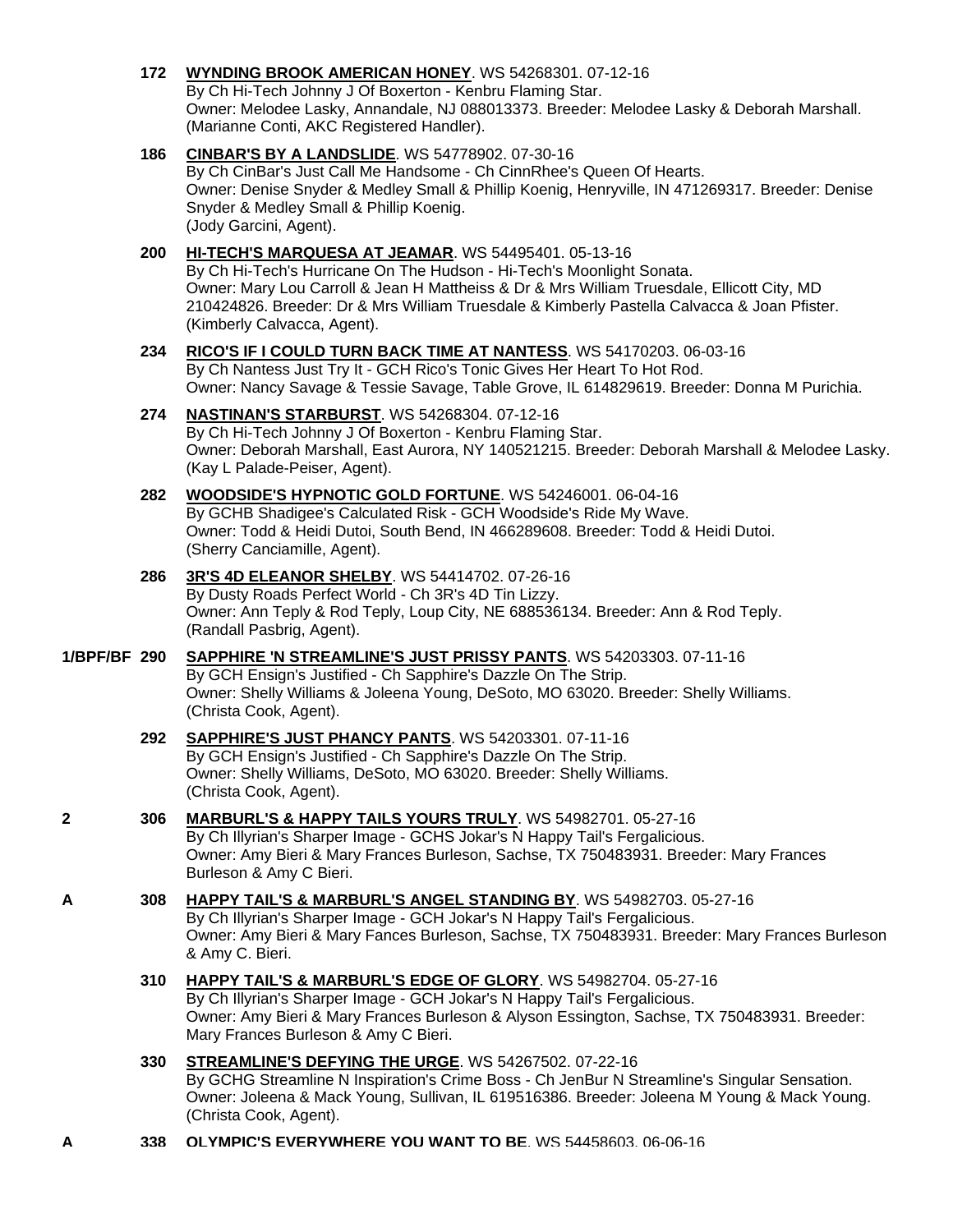**172** **WYNDING BROOK AMERICAN HONEY**. WS 54268301. 07-12-16
By Ch Hi-Tech Johnny J Of Boxerton - Kenbru Flaming Star.
Owner: Melodee Lasky, Annandale, NJ 088013373. Breeder: Melodee Lasky & Deborah Marshall.
(Marianne Conti, AKC Registered Handler).

**186** **CINBAR'S BY A LANDSLIDE**. WS 54778902. 07-30-16
By Ch CinBar's Just Call Me Handsome - Ch CinnRhee's Queen Of Hearts.
Owner: Denise Snyder & Medley Small & Phillip Koenig, Henryville, IN 471269317. Breeder: Denise Snyder & Medley Small & Phillip Koenig.
(Jody Garcini, Agent).

**200** **HI-TECH'S MARQUESA AT JEAMAR**. WS 54495401. 05-13-16
By Ch Hi-Tech's Hurricane On The Hudson - Hi-Tech's Moonlight Sonata.
Owner: Mary Lou Carroll & Jean H Mattheiss & Dr & Mrs William Truesdale, Ellicott City, MD 210424826. Breeder: Dr & Mrs William Truesdale & Kimberly Pastella Calvacca & Joan Pfister.
(Kimberly Calvacca, Agent).

**234** **RICO'S IF I COULD TURN BACK TIME AT NANTESS**. WS 54170203. 06-03-16
By Ch Nantess Just Try It - GCH Rico's Tonic Gives Her Heart To Hot Rod.
Owner: Nancy Savage & Tessie Savage, Table Grove, IL 614829619. Breeder: Donna M Purichia.

**274** **NASTINAN'S STARBURST**. WS 54268304. 07-12-16
By Ch Hi-Tech Johnny J Of Boxerton - Kenbru Flaming Star.
Owner: Deborah Marshall, East Aurora, NY 140521215. Breeder: Deborah Marshall & Melodee Lasky.
(Kay L Palade-Peiser, Agent).

**282** **WOODSIDE'S HYPNOTIC GOLD FORTUNE**. WS 54246001. 06-04-16
By GCHB Shadigee's Calculated Risk - GCH Woodside's Ride My Wave.
Owner: Todd & Heidi Dutoi, South Bend, IN 466289608. Breeder: Todd & Heidi Dutoi.
(Sherry Canciamille, Agent).

**286** **3R'S 4D ELEANOR SHELBY**. WS 54414702. 07-26-16
By Dusty Roads Perfect World - Ch 3R's 4D Tin Lizzy.
Owner: Ann Teply & Rod Teply, Loup City, NE 688536134. Breeder: Ann & Rod Teply.
(Randall Pasbrig, Agent).

**1/BPF/BF 290** **SAPPHIRE 'N STREAMLINE'S JUST PRISSY PANTS**. WS 54203303. 07-11-16
By GCH Ensign's Justified - Ch Sapphire's Dazzle On The Strip.
Owner: Shelly Williams & Joleena Young, DeSoto, MO 63020. Breeder: Shelly Williams.
(Christa Cook, Agent).

**292** **SAPPHIRE'S JUST PHANCY PANTS**. WS 54203301. 07-11-16
By GCH Ensign's Justified - Ch Sapphire's Dazzle On The Strip.
Owner: Shelly Williams, DeSoto, MO 63020. Breeder: Shelly Williams.
(Christa Cook, Agent).

**2 306** **MARBURL'S & HAPPY TAILS YOURS TRULY**. WS 54982701. 05-27-16
By Ch Illyrian's Sharper Image - GCHS Jokar's N Happy Tail's Fergalicious.
Owner: Amy Bieri & Mary Frances Burleson, Sachse, TX 750483931. Breeder: Mary Frances Burleson & Amy C Bieri.

**A 308** **HAPPY TAIL'S & MARBURL'S ANGEL STANDING BY**. WS 54982703. 05-27-16
By Ch Illyrian's Sharper Image - GCH Jokar's N Happy Tail's Fergalicious.
Owner: Amy Bieri & Mary Fances Burleson, Sachse, TX 750483931. Breeder: Mary Frances Burleson & Amy C. Bieri.

**310** **HAPPY TAIL'S & MARBURL'S EDGE OF GLORY**. WS 54982704. 05-27-16
By Ch Illyrian's Sharper Image - GCH Jokar's N Happy Tail's Fergalicious.
Owner: Amy Bieri & Mary Frances Burleson & Alyson Essington, Sachse, TX 750483931. Breeder: Mary Frances Burleson & Amy C Bieri.

**330** **STREAMLINE'S DEFYING THE URGE**. WS 54267502. 07-22-16
By GCHG Streamline N Inspiration's Crime Boss - Ch JenBur N Streamline's Singular Sensation.
Owner: Joleena & Mack Young, Sullivan, IL 619516386. Breeder: Joleena M Young & Mack Young.
(Christa Cook, Agent).

**A 338** **OLYMPIC'S EVERYWHERE YOU WANT TO BE**. WS 54458603. 06-06-16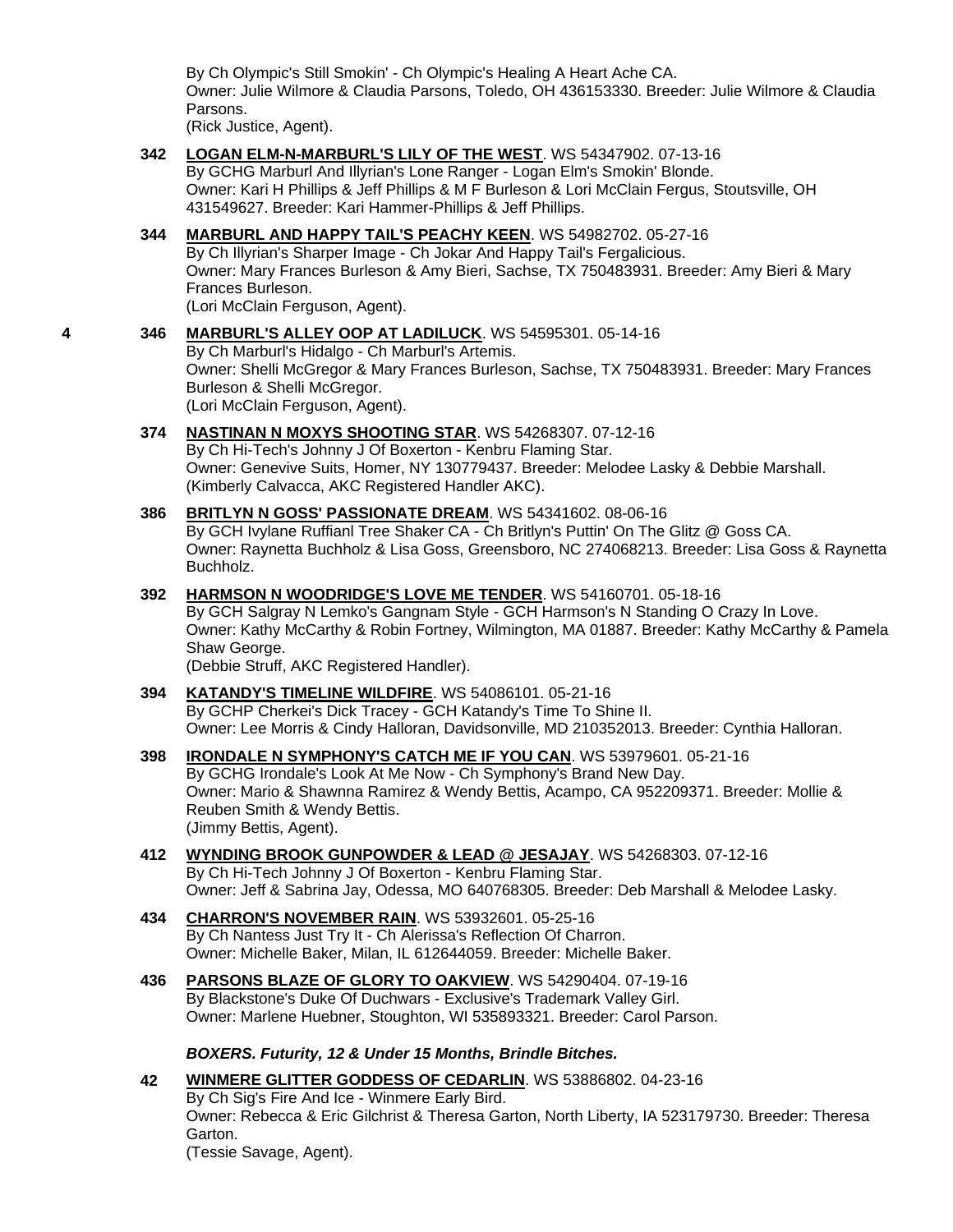By Ch Olympic's Still Smokin' - Ch Olympic's Healing A Heart Ache CA.
Owner: Julie Wilmore & Claudia Parsons, Toledo, OH 436153330. Breeder: Julie Wilmore & Claudia Parsons.
(Rick Justice, Agent).

**342** **LOGAN ELM-N-MARBURL'S LILY OF THE WEST**. WS 54347902. 07-13-16
By GCHG Marburl And Illyrian's Lone Ranger - Logan Elm's Smokin' Blonde.
Owner: Kari H Phillips & Jeff Phillips & M F Burleson & Lori McClain Fergus, Stoutsville, OH 431549627. Breeder: Kari Hammer-Phillips & Jeff Phillips.

**344** **MARBURL AND HAPPY TAIL'S PEACHY KEEN**. WS 54982702. 05-27-16
By Ch Illyrian's Sharper Image - Ch Jokar And Happy Tail's Fergalicious.
Owner: Mary Frances Burleson & Amy Bieri, Sachse, TX 750483931. Breeder: Amy Bieri & Mary Frances Burleson.
(Lori McClain Ferguson, Agent).

**4** **346** **MARBURL'S ALLEY OOP AT LADILUCK**. WS 54595301. 05-14-16
By Ch Marburl's Hidalgo - Ch Marburl's Artemis.
Owner: Shelli McGregor & Mary Frances Burleson, Sachse, TX 750483931. Breeder: Mary Frances Burleson & Shelli McGregor.
(Lori McClain Ferguson, Agent).

**374** **NASTINAN N MOXYS SHOOTING STAR**. WS 54268307. 07-12-16
By Ch Hi-Tech's Johnny J Of Boxerton - Kenbru Flaming Star.
Owner: Genevive Suits, Homer, NY 130779437. Breeder: Melodee Lasky & Debbie Marshall.
(Kimberly Calvacca, AKC Registered Handler AKC).

**386** **BRITLYN N GOSS' PASSIONATE DREAM**. WS 54341602. 08-06-16
By GCH Ivylane Ruffianl Tree Shaker CA - Ch Britlyn's Puttin' On The Glitz @ Goss CA.
Owner: Raynetta Buchholz & Lisa Goss, Greensboro, NC 274068213. Breeder: Lisa Goss & Raynetta Buchholz.

**392** **HARMSON N WOODRIDGE'S LOVE ME TENDER**. WS 54160701. 05-18-16
By GCH Salgray N Lemko's Gangnam Style - GCH Harmson's N Standing O Crazy In Love.
Owner: Kathy McCarthy & Robin Fortney, Wilmington, MA 01887. Breeder: Kathy McCarthy & Pamela Shaw George.
(Debbie Struff, AKC Registered Handler).

**394** **KATANDY'S TIMELINE WILDFIRE**. WS 54086101. 05-21-16
By GCHP Cherkei's Dick Tracey - GCH Katandy's Time To Shine II.
Owner: Lee Morris & Cindy Halloran, Davidsonville, MD 210352013. Breeder: Cynthia Halloran.

**398** **IRONDALE N SYMPHONY'S CATCH ME IF YOU CAN**. WS 53979601. 05-21-16
By GCHG Irondale's Look At Me Now - Ch Symphony's Brand New Day.
Owner: Mario & Shawnna Ramirez & Wendy Bettis, Acampo, CA 952209371. Breeder: Mollie & Reuben Smith & Wendy Bettis.
(Jimmy Bettis, Agent).

**412** **WYNDING BROOK GUNPOWDER & LEAD @ JESAJAY**. WS 54268303. 07-12-16
By Ch Hi-Tech Johnny J Of Boxerton - Kenbru Flaming Star.
Owner: Jeff & Sabrina Jay, Odessa, MO 640768305. Breeder: Deb Marshall & Melodee Lasky.

**434** **CHARRON'S NOVEMBER RAIN**. WS 53932601. 05-25-16
By Ch Nantess Just Try It - Ch Alerissa's Reflection Of Charron.
Owner: Michelle Baker, Milan, IL 612644059. Breeder: Michelle Baker.

**436** **PARSONS BLAZE OF GLORY TO OAKVIEW**. WS 54290404. 07-19-16
By Blackstone's Duke Of Duchwars - Exclusive's Trademark Valley Girl.
Owner: Marlene Huebner, Stoughton, WI 535893321. Breeder: Carol Parson.

***BOXERS. Futurity, 12 & Under 15 Months, Brindle Bitches.***

**42** **WINMERE GLITTER GODDESS OF CEDARLIN**. WS 53886802. 04-23-16
By Ch Sig's Fire And Ice - Winmere Early Bird.
Owner: Rebecca & Eric Gilchrist & Theresa Garton, North Liberty, IA 523179730. Breeder: Theresa Garton.
(Tessie Savage, Agent).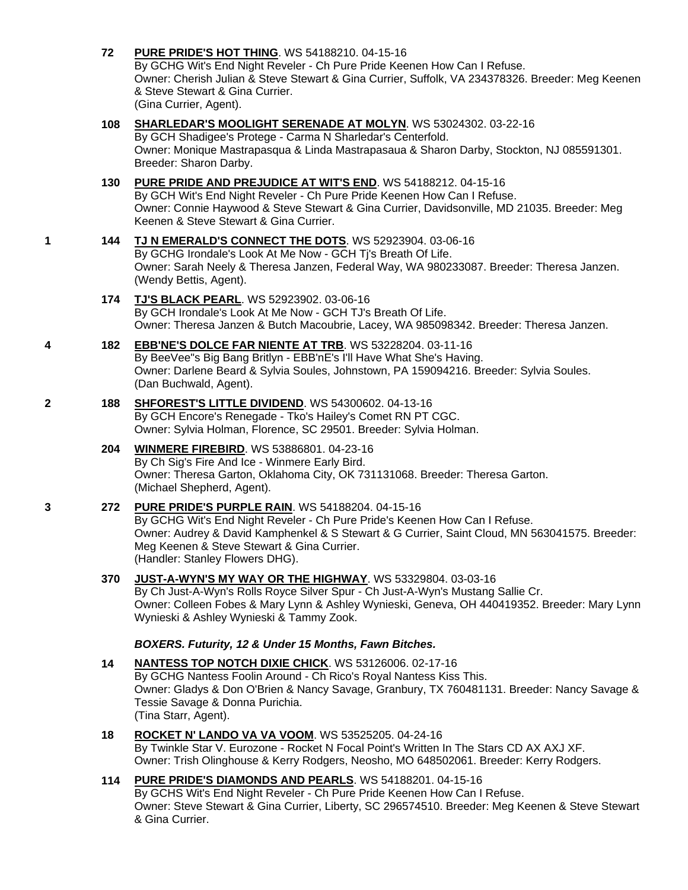**72** **PURE PRIDE'S HOT THING**. WS 54188210. 04-15-16
By GCHG Wit's End Night Reveler - Ch Pure Pride Keenen How Can I Refuse.
Owner: Cherish Julian & Steve Stewart & Gina Currier, Suffolk, VA 234378326. Breeder: Meg Keenen & Steve Stewart & Gina Currier.
(Gina Currier, Agent).

**108** **SHARLEDAR'S MOOLIGHT SERENADE AT MOLYN**. WS 53024302. 03-22-16
By GCH Shadigee's Protege - Carma N Sharledar's Centerfold.
Owner: Monique Mastrapasqua & Linda Mastrapasaua & Sharon Darby, Stockton, NJ 085591301. Breeder: Sharon Darby.

**130** **PURE PRIDE AND PREJUDICE AT WIT'S END**. WS 54188212. 04-15-16
By GCH Wit's End Night Reveler - Ch Pure Pride Keenen How Can I Refuse.
Owner: Connie Haywood & Steve Stewart & Gina Currier, Davidsonville, MD 21035. Breeder: Meg Keenen & Steve Stewart & Gina Currier.

1 **144** **TJ N EMERALD'S CONNECT THE DOTS**. WS 52923904. 03-06-16
By GCHG Irondale's Look At Me Now - GCH Tj's Breath Of Life.
Owner: Sarah Neely & Theresa Janzen, Federal Way, WA 980233087. Breeder: Theresa Janzen.
(Wendy Bettis, Agent).

**174** **TJ'S BLACK PEARL**. WS 52923902. 03-06-16
By GCH Irondale's Look At Me Now - GCH TJ's Breath Of Life.
Owner: Theresa Janzen & Butch Macoubrie, Lacey, WA 985098342. Breeder: Theresa Janzen.

4 **182** **EBB'NE'S DOLCE FAR NIENTE AT TRB**. WS 53228204. 03-11-16
By BeeVee"s Big Bang Britlyn - EBB'nE's I'll Have What She's Having.
Owner: Darlene Beard & Sylvia Soules, Johnstown, PA 159094216. Breeder: Sylvia Soules.
(Dan Buchwald, Agent).

2 **188** **SHFOREST'S LITTLE DIVIDEND**. WS 54300602. 04-13-16
By GCH Encore's Renegade - Tko's Hailey's Comet RN PT CGC.
Owner: Sylvia Holman, Florence, SC 29501. Breeder: Sylvia Holman.

**204** **WINMERE FIREBIRD**. WS 53886801. 04-23-16
By Ch Sig's Fire And Ice - Winmere Early Bird.
Owner: Theresa Garton, Oklahoma City, OK 731131068. Breeder: Theresa Garton.
(Michael Shepherd, Agent).

3 **272** **PURE PRIDE'S PURPLE RAIN**. WS 54188204. 04-15-16
By GCHG Wit's End Night Reveler - Ch Pure Pride's Keenen How Can I Refuse.
Owner: Audrey & David Kamphenkel & S Stewart & G Currier, Saint Cloud, MN 563041575. Breeder: Meg Keenen & Steve Stewart & Gina Currier.
(Handler: Stanley Flowers DHG).

**370** **JUST-A-WYN'S MY WAY OR THE HIGHWAY**. WS 53329804. 03-03-16
By Ch Just-A-Wyn's Rolls Royce Silver Spur - Ch Just-A-Wyn's Mustang Sallie Cr.
Owner: Colleen Fobes & Mary Lynn & Ashley Wynieski, Geneva, OH 440419352. Breeder: Mary Lynn Wynieski & Ashley Wynieski & Tammy Zook.

***BOXERS. Futurity, 12 & Under 15 Months, Fawn Bitches.***

**14** **NANTESS TOP NOTCH DIXIE CHICK**. WS 53126006. 02-17-16
By GCHG Nantess Foolin Around - Ch Rico's Royal Nantess Kiss This.
Owner: Gladys & Don O'Brien & Nancy Savage, Granbury, TX 760481131. Breeder: Nancy Savage & Tessie Savage & Donna Purichia.
(Tina Starr, Agent).

**18** **ROCKET N' LANDO VA VA VOOM**. WS 53525205. 04-24-16
By Twinkle Star V. Eurozone - Rocket N Focal Point's Written In The Stars CD AX AXJ XF.
Owner: Trish Olinghouse & Kerry Rodgers, Neosho, MO 648502061. Breeder: Kerry Rodgers.

**114** **PURE PRIDE'S DIAMONDS AND PEARLS**. WS 54188201. 04-15-16
By GCHS Wit's End Night Reveler - Ch Pure Pride Keenen How Can I Refuse.
Owner: Steve Stewart & Gina Currier, Liberty, SC 296574510. Breeder: Meg Keenen & Steve Stewart & Gina Currier.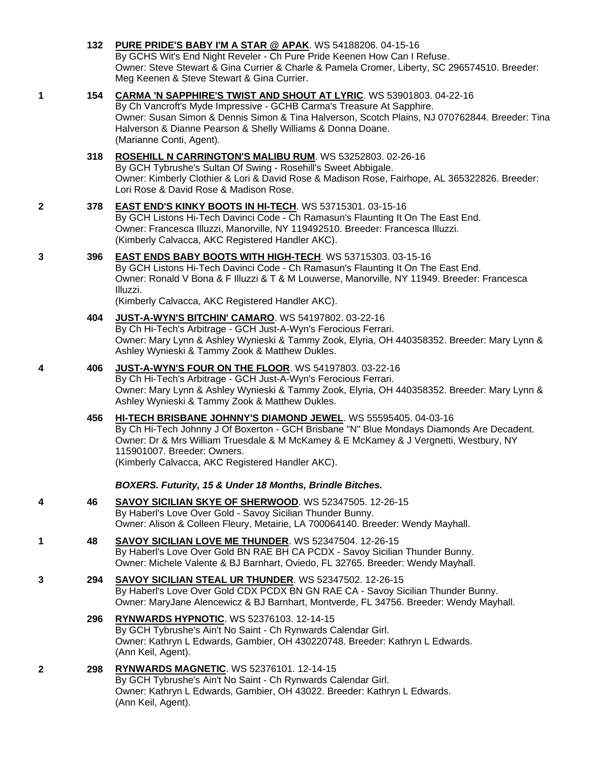132 **PURE PRIDE'S BABY I'M A STAR @ APAK**. WS 54188206. 04-15-16
By GCHS Wit's End Night Reveler - Ch Pure Pride Keenen How Can I Refuse.
Owner: Steve Stewart & Gina Currier & Charle & Pamela Cromer, Liberty, SC 296574510. Breeder: Meg Keenen & Steve Stewart & Gina Currier.

1 154 **CARMA 'N SAPPHIRE'S TWIST AND SHOUT AT LYRIC**. WS 53901803. 04-22-16
By Ch Vancroft's Myde Impressive - GCHB Carma's Treasure At Sapphire.
Owner: Susan Simon & Dennis Simon & Tina Halverson, Scotch Plains, NJ 070762844. Breeder: Tina Halverson & Dianne Pearson & Shelly Williams & Donna Doane.
(Marianne Conti, Agent).

318 **ROSEHILL N CARRINGTON'S MALIBU RUM**. WS 53252803. 02-26-16
By GCH Tybrushe's Sultan Of Swing - Rosehill's Sweet Abbigale.
Owner: Kimberly Clothier & Lori & David Rose & Madison Rose, Fairhope, AL 365322826. Breeder: Lori Rose & David Rose & Madison Rose.

2 378 **EAST END'S KINKY BOOTS IN HI-TECH**. WS 53715301. 03-15-16
By GCH Listons Hi-Tech Davinci Code - Ch Ramasun's Flaunting It On The East End.
Owner: Francesca Illuzzi, Manorville, NY 119492510. Breeder: Francesca Illuzzi.
(Kimberly Calvacca, AKC Registered Handler AKC).

3 396 **EAST ENDS BABY BOOTS WITH HIGH-TECH**. WS 53715303. 03-15-16
By GCH Listons Hi-Tech Davinci Code - Ch Ramasun's Flaunting It On The East End.
Owner: Ronald V Bona & F Illuzzi & T & M Louwerse, Manorville, NY 11949. Breeder: Francesca Illuzzi.
(Kimberly Calvacca, AKC Registered Handler AKC).

404 **JUST-A-WYN'S BITCHIN' CAMARO**. WS 54197802. 03-22-16
By Ch Hi-Tech's Arbitrage - GCH Just-A-Wyn's Ferocious Ferrari.
Owner: Mary Lynn & Ashley Wynieski & Tammy Zook, Elyria, OH 440358352. Breeder: Mary Lynn & Ashley Wynieski & Tammy Zook & Matthew Dukles.

4 406 **JUST-A-WYN'S FOUR ON THE FLOOR**. WS 54197803. 03-22-16
By Ch Hi-Tech's Arbitrage - GCH Just-A-Wyn's Ferocious Ferrari.
Owner: Mary Lynn & Ashley Wynieski & Tammy Zook, Elyria, OH 440358352. Breeder: Mary Lynn & Ashley Wynieski & Tammy Zook & Matthew Dukles.

456 **HI-TECH BRISBANE JOHNNY'S DIAMOND JEWEL**. WS 55595405. 04-03-16
By Ch Hi-Tech Johnny J Of Boxerton - GCH Brisbane "N" Blue Mondays Diamonds Are Decadent.
Owner: Dr & Mrs William Truesdale & M McKamey & E McKamey & J Vergnetti, Westbury, NY 115901007. Breeder: Owners.
(Kimberly Calvacca, AKC Registered Handler AKC).

***BOXERS. Futurity, 15 & Under 18 Months, Brindle Bitches.***

4 46 **SAVOY SICILIAN SKYE OF SHERWOOD**. WS 52347505. 12-26-15
By Haberl's Love Over Gold - Savoy Sicilian Thunder Bunny.
Owner: Alison & Colleen Fleury, Metairie, LA 700064140. Breeder: Wendy Mayhall.

1 48 **SAVOY SICILIAN LOVE ME THUNDER**. WS 52347504. 12-26-15
By Haberl's Love Over Gold BN RAE BH CA PCDX - Savoy Sicilian Thunder Bunny.
Owner: Michele Valente & BJ Barnhart, Oviedo, FL 32765. Breeder: Wendy Mayhall.

3 294 **SAVOY SICILIAN STEAL UR THUNDER**. WS 52347502. 12-26-15
By Haberl's Love Over Gold CDX PCDX BN GN RAE CA - Savoy Sicilian Thunder Bunny.
Owner: MaryJane Alencewicz & BJ Barnhart, Montverde, FL 34756. Breeder: Wendy Mayhall.

296 **RYNWARDS HYPNOTIC**. WS 52376103. 12-14-15
By GCH Tybrushe's Ain't No Saint - Ch Rynwards Calendar Girl.
Owner: Kathryn L Edwards, Gambier, OH 430220748. Breeder: Kathryn L Edwards.
(Ann Keil, Agent).

2 298 **RYNWARDS MAGNETIC**. WS 52376101. 12-14-15
By GCH Tybrushe's Ain't No Saint - Ch Rynwards Calendar Girl.
Owner: Kathryn L Edwards, Gambier, OH 43022. Breeder: Kathryn L Edwards.
(Ann Keil, Agent).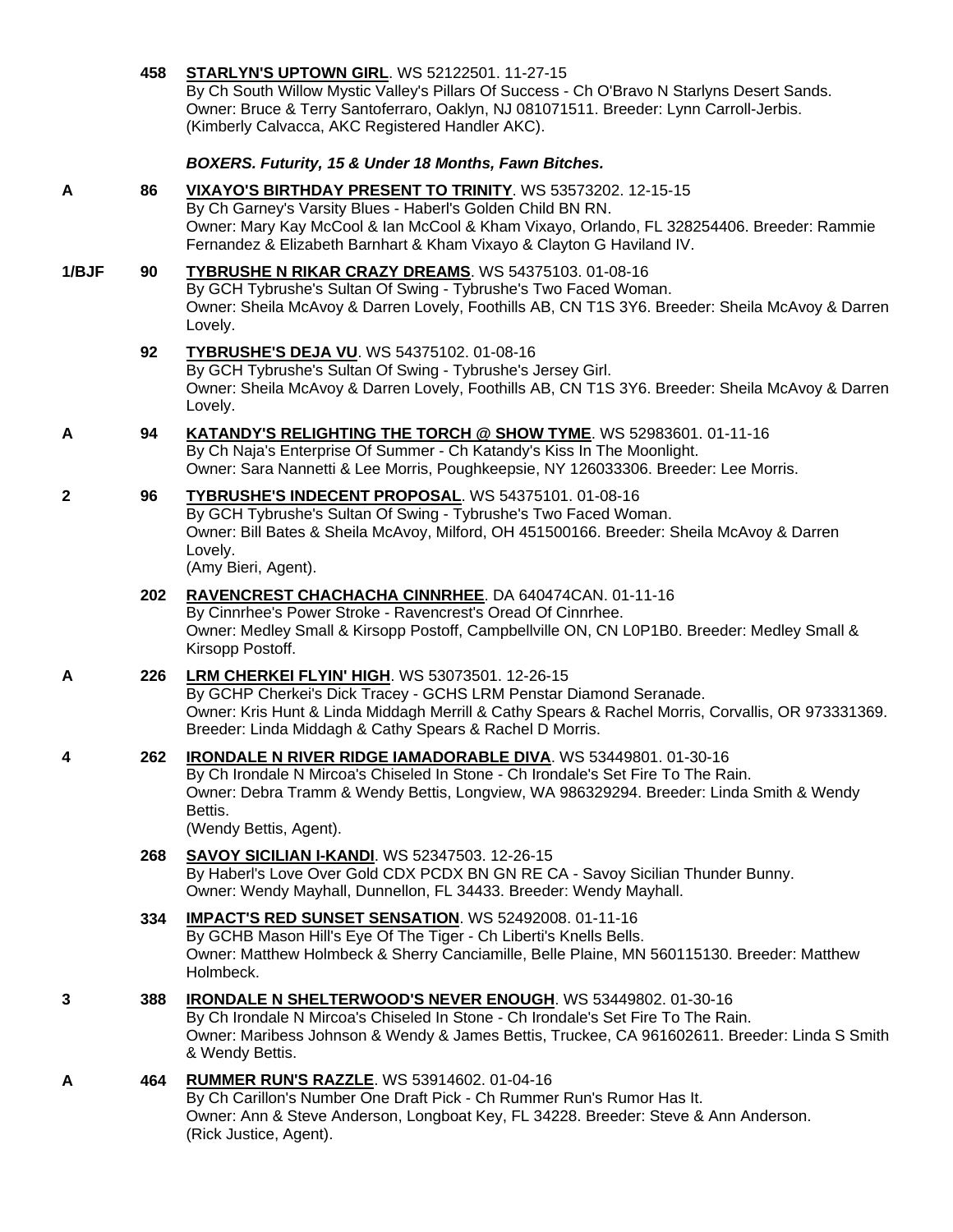**458** **STARLYN'S UPTOWN GIRL**. WS 52122501. 11-27-15
By Ch South Willow Mystic Valley's Pillars Of Success - Ch O'Bravo N Starlyns Desert Sands.
Owner: Bruce & Terry Santoferraro, Oaklyn, NJ 081071511. Breeder: Lynn Carroll-Jerbis.
(Kimberly Calvacca, AKC Registered Handler AKC).

***BOXERS. Futurity, 15 & Under 18 Months, Fawn Bitches.***

**A** **86** **VIXAYO'S BIRTHDAY PRESENT TO TRINITY**. WS 53573202. 12-15-15
By Ch Garney's Varsity Blues - Haberl's Golden Child BN RN.
Owner: Mary Kay McCool & Ian McCool & Kham Vixayo, Orlando, FL 328254406. Breeder: Rammie Fernandez & Elizabeth Barnhart & Kham Vixayo & Clayton G Haviland IV.

**1/BJF** **90** **TYBRUSHE N RIKAR CRAZY DREAMS**. WS 54375103. 01-08-16
By GCH Tybrushe's Sultan Of Swing - Tybrushe's Two Faced Woman.
Owner: Sheila McAvoy & Darren Lovely, Foothills AB, CN T1S 3Y6. Breeder: Sheila McAvoy & Darren Lovely.

**92** **TYBRUSHE'S DEJA VU**. WS 54375102. 01-08-16
By GCH Tybrushe's Sultan Of Swing - Tybrushe's Jersey Girl.
Owner: Sheila McAvoy & Darren Lovely, Foothills AB, CN T1S 3Y6. Breeder: Sheila McAvoy & Darren Lovely.

**A** **94** **KATANDY'S RELIGHTING THE TORCH @ SHOW TYME**. WS 52983601. 01-11-16
By Ch Naja's Enterprise Of Summer - Ch Katandy's Kiss In The Moonlight.
Owner: Sara Nannetti & Lee Morris, Poughkeepsie, NY 126033306. Breeder: Lee Morris.

**2** **96** **TYBRUSHE'S INDECENT PROPOSAL**. WS 54375101. 01-08-16
By GCH Tybrushe's Sultan Of Swing - Tybrushe's Two Faced Woman.
Owner: Bill Bates & Sheila McAvoy, Milford, OH 451500166. Breeder: Sheila McAvoy & Darren Lovely.
(Amy Bieri, Agent).

**202** **RAVENCREST CHACHACHA CINNRHEE**. DA 640474CAN. 01-11-16
By Cinnrhee's Power Stroke - Ravencrest's Oread Of Cinnrhee.
Owner: Medley Small & Kirsopp Postoff, Campbellville ON, CN L0P1B0. Breeder: Medley Small & Kirsopp Postoff.

**A** **226** **LRM CHERKEI FLYIN' HIGH**. WS 53073501. 12-26-15
By GCHP Cherkei's Dick Tracey - GCHS LRM Penstar Diamond Seranade.
Owner: Kris Hunt & Linda Middagh Merrill & Cathy Spears & Rachel Morris, Corvallis, OR 973331369. Breeder: Linda Middagh & Cathy Spears & Rachel D Morris.

**4** **262** **IRONDALE N RIVER RIDGE IAMADORABLE DIVA**. WS 53449801. 01-30-16
By Ch Irondale N Mircoa's Chiseled In Stone - Ch Irondale's Set Fire To The Rain.
Owner: Debra Tramm & Wendy Bettis, Longview, WA 986329294. Breeder: Linda Smith & Wendy Bettis.
(Wendy Bettis, Agent).

**268** **SAVOY SICILIAN I-KANDI**. WS 52347503. 12-26-15
By Haberl's Love Over Gold CDX PCDX BN GN RE CA - Savoy Sicilian Thunder Bunny.
Owner: Wendy Mayhall, Dunnellon, FL 34433. Breeder: Wendy Mayhall.

**334** **IMPACT'S RED SUNSET SENSATION**. WS 52492008. 01-11-16
By GCHB Mason Hill's Eye Of The Tiger - Ch Liberti's Knells Bells.
Owner: Matthew Holmbeck & Sherry Canciamille, Belle Plaine, MN 560115130. Breeder: Matthew Holmbeck.

**3** **388** **IRONDALE N SHELTERWOOD'S NEVER ENOUGH**. WS 53449802. 01-30-16
By Ch Irondale N Mircoa's Chiseled In Stone - Ch Irondale's Set Fire To The Rain.
Owner: Maribess Johnson & Wendy & James Bettis, Truckee, CA 961602611. Breeder: Linda S Smith & Wendy Bettis.

**A** **464** **RUMMER RUN'S RAZZLE**. WS 53914602. 01-04-16
By Ch Carillon's Number One Draft Pick - Ch Rummer Run's Rumor Has It.
Owner: Ann & Steve Anderson, Longboat Key, FL 34228. Breeder: Steve & Ann Anderson.
(Rick Justice, Agent).